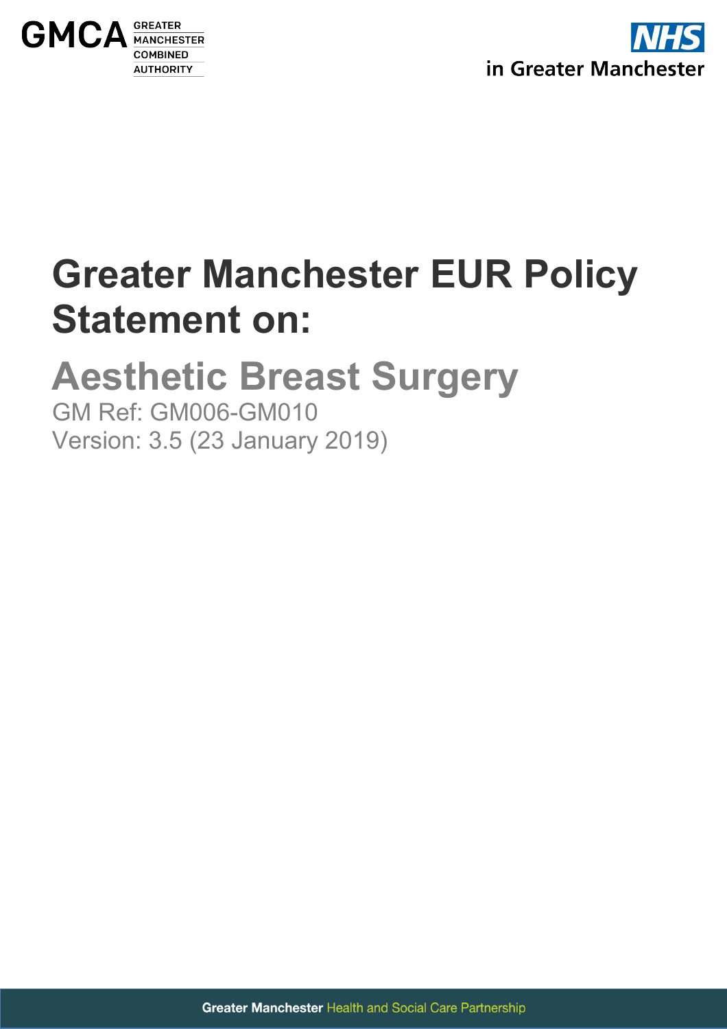GMCA GREATER MANCHESTER COMBINED AUTHORITY

NHS in Greater Manchester

# Greater Manchester EUR Policy Statement on:

## Aesthetic Breast Surgery

GM Ref: GM006-GM010

Version: 3.5 (23 January 2019)

Greater Manchester Health and Social Care Partnership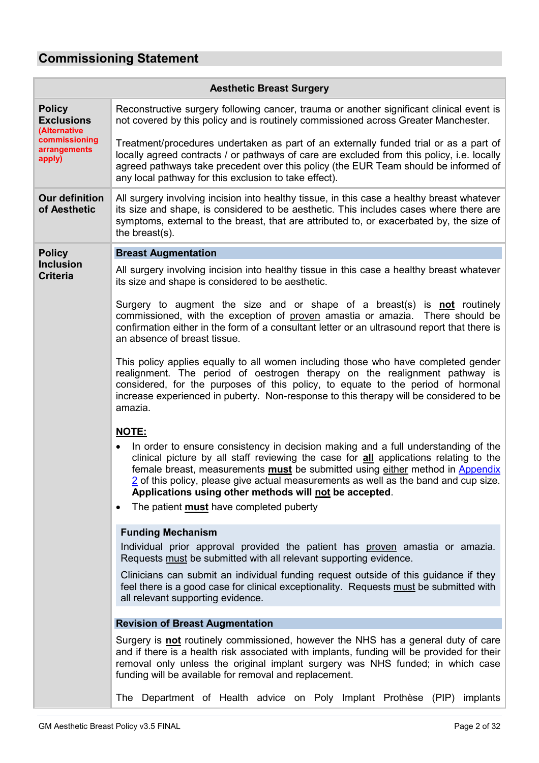## Commissioning Statement

| Aesthetic Breast Surgery | |
|---|---|
| **Policy Exclusions** **(Alternative commissioning arrangements apply)** | Reconstructive surgery following cancer, trauma or another significant clinical event is not covered by this policy and is routinely commissioned across Greater Manchester.<br><br>Treatment/procedures undertaken as part of an externally funded trial or as a part of locally agreed contracts / or pathways of care are excluded from this policy, i.e. locally agreed pathways take precedent over this policy (the EUR Team should be informed of any local pathway for this exclusion to take effect). |
| **Our definition of Aesthetic** | All surgery involving incision into healthy tissue, in this case a healthy breast whatever its size and shape, is considered to be aesthetic. This includes cases where there are symptoms, external to the breast, that are attributed to, or exacerbated by, the size of the breast(s). |
| **Policy Inclusion Criteria** | **Breast Augmentation**<br><br>All surgery involving incision into healthy tissue in this case a healthy breast whatever its size and shape is considered to be aesthetic.<br><br>Surgery to augment the size and or shape of a breast(s) is **not** routinely commissioned, with the exception of proven amastia or amazia. There should be confirmation either in the form of a consultant letter or an ultrasound report that there is an absence of breast tissue.<br><br>This policy applies equally to all women including those who have completed gender realignment. The period of oestrogen therapy on the realignment pathway is considered, for the purposes of this policy, to equate to the period of hormonal increase experienced in puberty. Non-response to this therapy will be considered to be amazia.<br><br>**NOTE:**<br>• In order to ensure consistency in decision making and a full understanding of the clinical picture by all staff reviewing the case for **all** applications relating to the female breast, measurements **must** be submitted using either method in Appendix 2 of this policy, please give actual measurements as well as the band and cup size. **Applications using other methods will not be accepted**.<br>• The patient **must** have completed puberty<br><br>**Funding Mechanism**<br>Individual prior approval provided the patient has proven amastia or amazia. Requests must be submitted with all relevant supporting evidence.<br><br>Clinicians can submit an individual funding request outside of this guidance if they feel there is a good case for clinical exceptionality. Requests must be submitted with all relevant supporting evidence.<br><br>**Revision of Breast Augmentation**<br><br>Surgery is **not** routinely commissioned, however the NHS has a general duty of care and if there is a health risk associated with implants, funding will be provided for their removal only unless the original implant surgery was NHS funded; in which case funding will be available for removal and replacement.<br><br>The Department of Health advice on Poly Implant Prothèse (PIP) implants |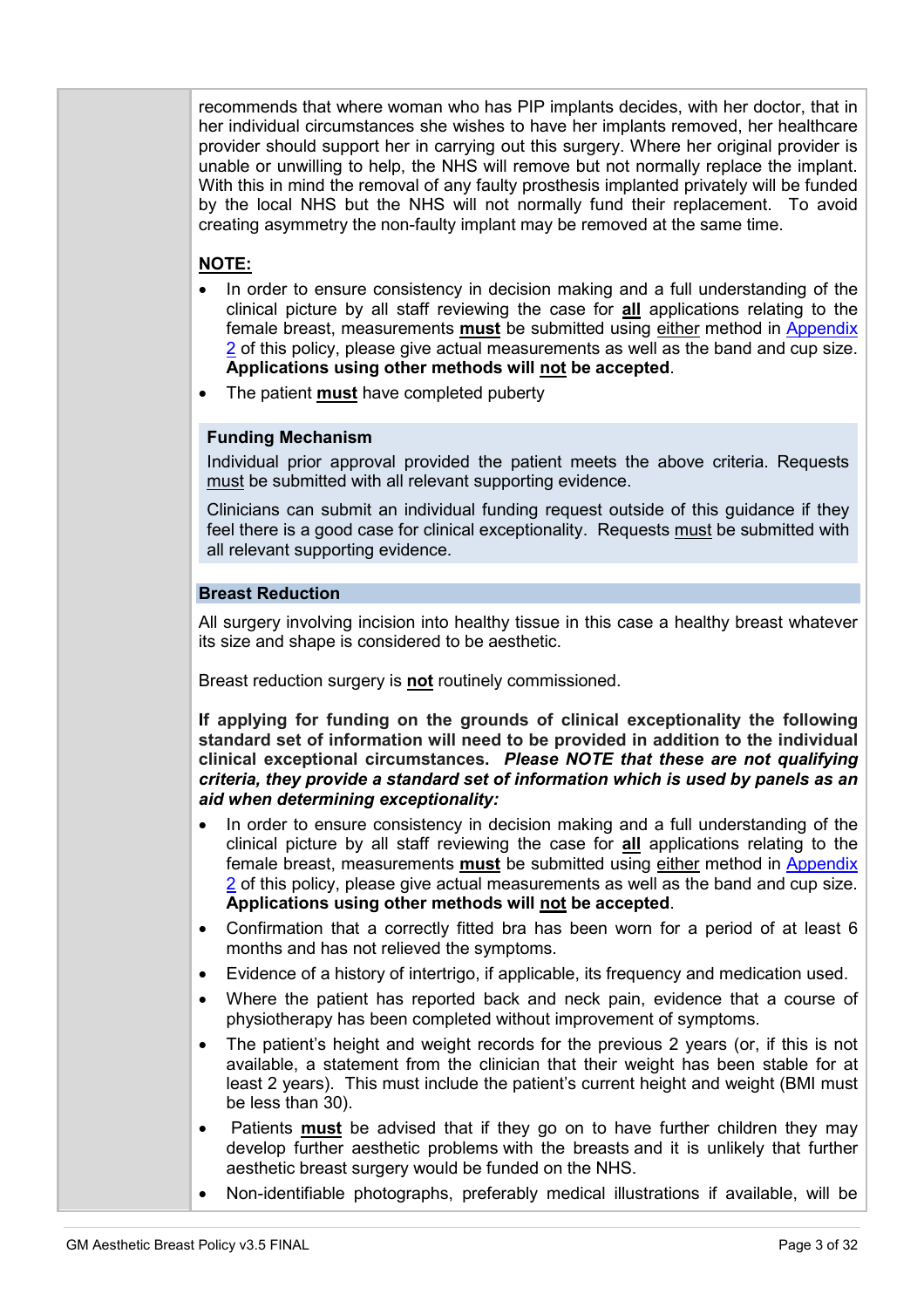recommends that where woman who has PIP implants decides, with her doctor, that in her individual circumstances she wishes to have her implants removed, her healthcare provider should support her in carrying out this surgery. Where her original provider is unable or unwilling to help, the NHS will remove but not normally replace the implant. With this in mind the removal of any faulty prosthesis implanted privately will be funded by the local NHS but the NHS will not normally fund their replacement. To avoid creating asymmetry the non-faulty implant may be removed at the same time.

**NOTE:**

- In order to ensure consistency in decision making and a full understanding of the clinical picture by all staff reviewing the case for **all** applications relating to the female breast, measurements **must** be submitted using either method in Appendix 2 of this policy, please give actual measurements as well as the band and cup size. **Applications using other methods will not be accepted**.
- The patient **must** have completed puberty

**Funding Mechanism**

Individual prior approval provided the patient meets the above criteria. Requests must be submitted with all relevant supporting evidence.

Clinicians can submit an individual funding request outside of this guidance if they feel there is a good case for clinical exceptionality. Requests must be submitted with all relevant supporting evidence.

## Breast Reduction

All surgery involving incision into healthy tissue in this case a healthy breast whatever its size and shape is considered to be aesthetic.

Breast reduction surgery is **not** routinely commissioned.

**If applying for funding on the grounds of clinical exceptionality the following standard set of information will need to be provided in addition to the individual clinical exceptional circumstances.** ***Please NOTE that these are not qualifying criteria, they provide a standard set of information which is used by panels as an aid when determining exceptionality:***

- In order to ensure consistency in decision making and a full understanding of the clinical picture by all staff reviewing the case for **all** applications relating to the female breast, measurements **must** be submitted using either method in Appendix 2 of this policy, please give actual measurements as well as the band and cup size. **Applications using other methods will not be accepted**.
- Confirmation that a correctly fitted bra has been worn for a period of at least 6 months and has not relieved the symptoms.
- Evidence of a history of intertrigo, if applicable, its frequency and medication used.
- Where the patient has reported back and neck pain, evidence that a course of physiotherapy has been completed without improvement of symptoms.
- The patient's height and weight records for the previous 2 years (or, if this is not available, a statement from the clinician that their weight has been stable for at least 2 years). This must include the patient's current height and weight (BMI must be less than 30).
- Patients **must** be advised that if they go on to have further children they may develop further aesthetic problems with the breasts and it is unlikely that further aesthetic breast surgery would be funded on the NHS.
- Non-identifiable photographs, preferably medical illustrations if available, will be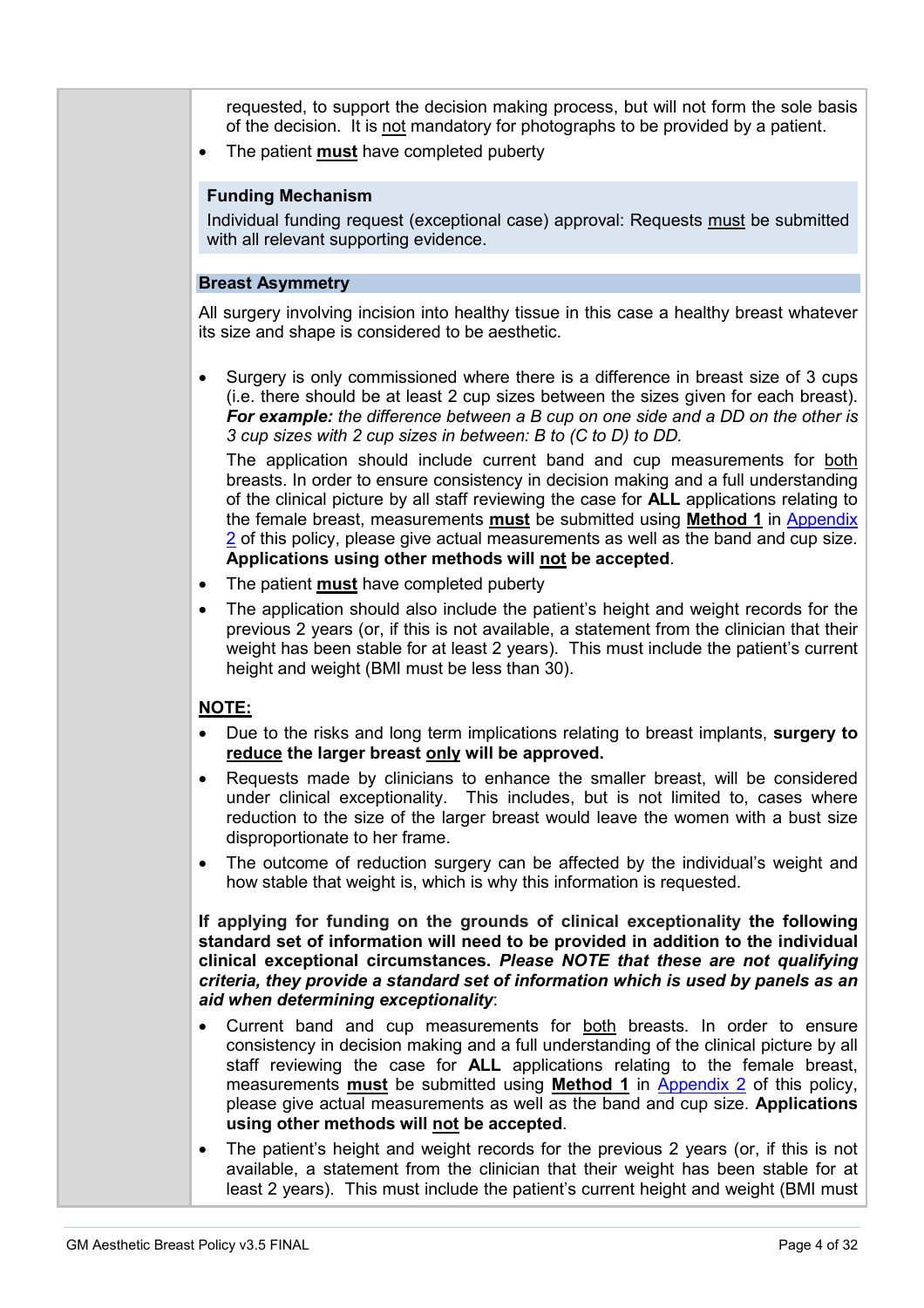requested, to support the decision making process, but will not form the sole basis of the decision. It is not mandatory for photographs to be provided by a patient.

- The patient **must** have completed puberty

**Funding Mechanism**

Individual funding request (exceptional case) approval: Requests must be submitted with all relevant supporting evidence.

### Breast Asymmetry

All surgery involving incision into healthy tissue in this case a healthy breast whatever its size and shape is considered to be aesthetic.

- Surgery is only commissioned where there is a difference in breast size of 3 cups (i.e. there should be at least 2 cup sizes between the sizes given for each breast). ***For example:*** *the difference between a B cup on one side and a DD on the other is 3 cup sizes with 2 cup sizes in between: B to (C to D) to DD.*

  The application should include current band and cup measurements for both breasts. In order to ensure consistency in decision making and a full understanding of the clinical picture by all staff reviewing the case for **ALL** applications relating to the female breast, measurements **must** be submitted using **Method 1** in Appendix 2 of this policy, please give actual measurements as well as the band and cup size. **Applications using other methods will not be accepted**.
- The patient **must** have completed puberty
- The application should also include the patient's height and weight records for the previous 2 years (or, if this is not available, a statement from the clinician that their weight has been stable for at least 2 years). This must include the patient's current height and weight (BMI must be less than 30).

**NOTE:**

- Due to the risks and long term implications relating to breast implants, **surgery to reduce the larger breast only will be approved.**
- Requests made by clinicians to enhance the smaller breast, will be considered under clinical exceptionality. This includes, but is not limited to, cases where reduction to the size of the larger breast would leave the women with a bust size disproportionate to her frame.
- The outcome of reduction surgery can be affected by the individual's weight and how stable that weight is, which is why this information is requested.

**If applying for funding on the grounds of clinical exceptionality the following standard set of information will need to be provided in addition to the individual clinical exceptional circumstances.** ***Please NOTE that these are not qualifying criteria, they provide a standard set of information which is used by panels as an aid when determining exceptionality***:

- Current band and cup measurements for both breasts. In order to ensure consistency in decision making and a full understanding of the clinical picture by all staff reviewing the case for **ALL** applications relating to the female breast, measurements **must** be submitted using **Method 1** in Appendix 2 of this policy, please give actual measurements as well as the band and cup size. **Applications using other methods will not be accepted**.
- The patient's height and weight records for the previous 2 years (or, if this is not available, a statement from the clinician that their weight has been stable for at least 2 years). This must include the patient's current height and weight (BMI must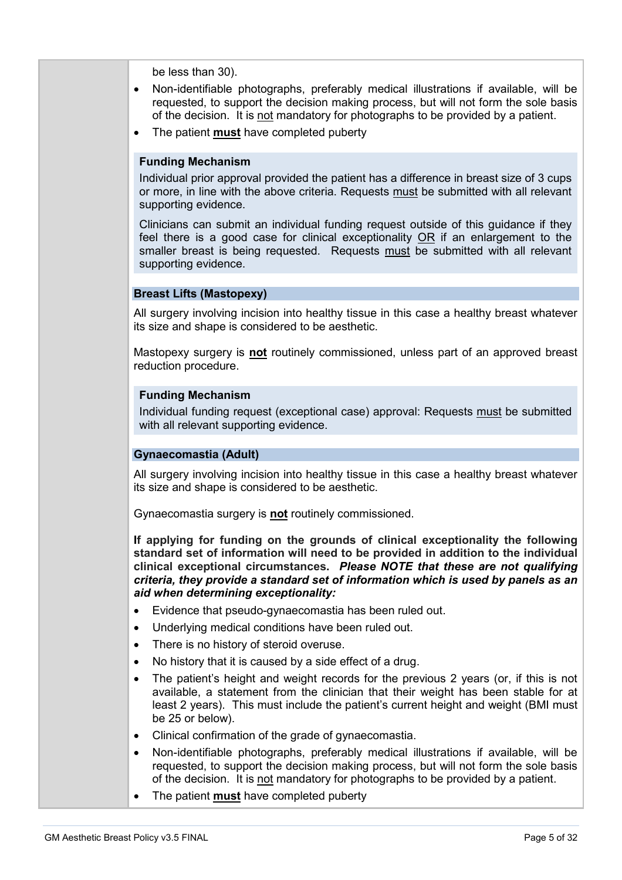be less than 30).

- Non-identifiable photographs, preferably medical illustrations if available, will be requested, to support the decision making process, but will not form the sole basis of the decision. It is not mandatory for photographs to be provided by a patient.
- The patient **must** have completed puberty

**Funding Mechanism**

Individual prior approval provided the patient has a difference in breast size of 3 cups or more, in line with the above criteria. Requests must be submitted with all relevant supporting evidence.

Clinicians can submit an individual funding request outside of this guidance if they feel there is a good case for clinical exceptionality OR if an enlargement to the smaller breast is being requested. Requests must be submitted with all relevant supporting evidence.

### Breast Lifts (Mastopexy)

All surgery involving incision into healthy tissue in this case a healthy breast whatever its size and shape is considered to be aesthetic.

Mastopexy surgery is **not** routinely commissioned, unless part of an approved breast reduction procedure.

**Funding Mechanism**

Individual funding request (exceptional case) approval: Requests must be submitted with all relevant supporting evidence.

### Gynaecomastia (Adult)

All surgery involving incision into healthy tissue in this case a healthy breast whatever its size and shape is considered to be aesthetic.

Gynaecomastia surgery is **not** routinely commissioned.

**If applying for funding on the grounds of clinical exceptionality the following standard set of information will need to be provided in addition to the individual clinical exceptional circumstances. *Please NOTE that these are not qualifying criteria, they provide a standard set of information which is used by panels as an aid when determining exceptionality:***

- Evidence that pseudo-gynaecomastia has been ruled out.
- Underlying medical conditions have been ruled out.
- There is no history of steroid overuse.
- No history that it is caused by a side effect of a drug.
- The patient's height and weight records for the previous 2 years (or, if this is not available, a statement from the clinician that their weight has been stable for at least 2 years). This must include the patient's current height and weight (BMI must be 25 or below).
- Clinical confirmation of the grade of gynaecomastia.
- Non-identifiable photographs, preferably medical illustrations if available, will be requested, to support the decision making process, but will not form the sole basis of the decision. It is not mandatory for photographs to be provided by a patient.
- The patient **must** have completed puberty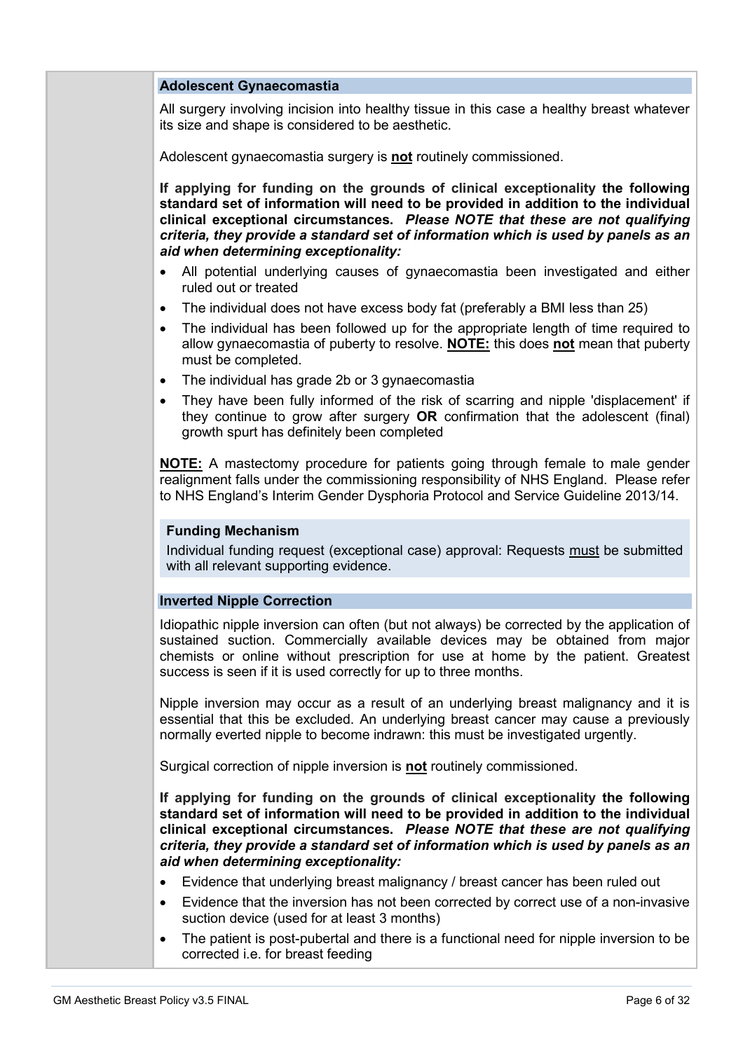### Adolescent Gynaecomastia

All surgery involving incision into healthy tissue in this case a healthy breast whatever its size and shape is considered to be aesthetic.

Adolescent gynaecomastia surgery is **not** routinely commissioned.

**If applying for funding on the grounds of clinical exceptionality the following standard set of information will need to be provided in addition to the individual clinical exceptional circumstances.** ***Please NOTE that these are not qualifying criteria, they provide a standard set of information which is used by panels as an aid when determining exceptionality:***

- All potential underlying causes of gynaecomastia been investigated and either ruled out or treated
- The individual does not have excess body fat (preferably a BMI less than 25)
- The individual has been followed up for the appropriate length of time required to allow gynaecomastia of puberty to resolve. **NOTE:** this does **not** mean that puberty must be completed.
- The individual has grade 2b or 3 gynaecomastia
- They have been fully informed of the risk of scarring and nipple 'displacement' if they continue to grow after surgery **OR** confirmation that the adolescent (final) growth spurt has definitely been completed

**NOTE:** A mastectomy procedure for patients going through female to male gender realignment falls under the commissioning responsibility of NHS England. Please refer to NHS England's Interim Gender Dysphoria Protocol and Service Guideline 2013/14.

#### Funding Mechanism

Individual funding request (exceptional case) approval: Requests must be submitted with all relevant supporting evidence.

### Inverted Nipple Correction

Idiopathic nipple inversion can often (but not always) be corrected by the application of sustained suction. Commercially available devices may be obtained from major chemists or online without prescription for use at home by the patient. Greatest success is seen if it is used correctly for up to three months.

Nipple inversion may occur as a result of an underlying breast malignancy and it is essential that this be excluded. An underlying breast cancer may cause a previously normally everted nipple to become indrawn: this must be investigated urgently.

Surgical correction of nipple inversion is **not** routinely commissioned.

**If applying for funding on the grounds of clinical exceptionality the following standard set of information will need to be provided in addition to the individual clinical exceptional circumstances.** ***Please NOTE that these are not qualifying criteria, they provide a standard set of information which is used by panels as an aid when determining exceptionality:***

- Evidence that underlying breast malignancy / breast cancer has been ruled out
- Evidence that the inversion has not been corrected by correct use of a non-invasive suction device (used for at least 3 months)
- The patient is post-pubertal and there is a functional need for nipple inversion to be corrected i.e. for breast feeding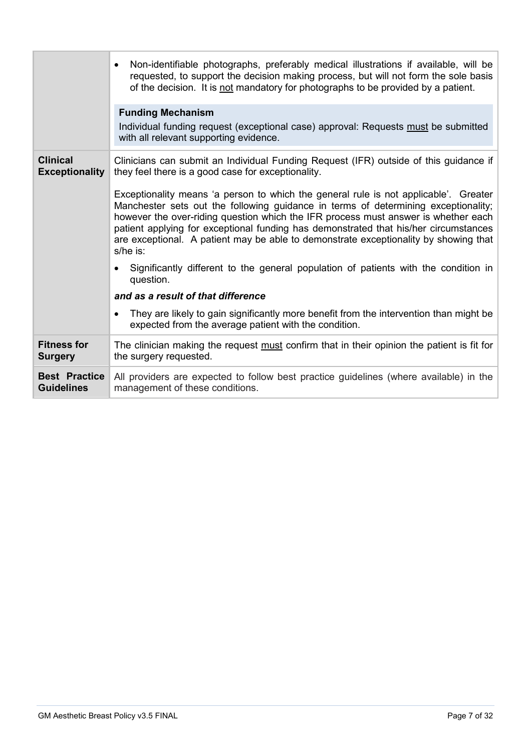| | |
|---|---|
| | • Non-identifiable photographs, preferably medical illustrations if available, will be requested, to support the decision making process, but will not form the sole basis of the decision. It is not mandatory for photographs to be provided by a patient.<br><br>**Funding Mechanism**<br>Individual funding request (exceptional case) approval: Requests must be submitted with all relevant supporting evidence. |
| **Clinical Exceptionality** | Clinicians can submit an Individual Funding Request (IFR) outside of this guidance if they feel there is a good case for exceptionality.<br><br>Exceptionality means 'a person to which the general rule is not applicable'. Greater Manchester sets out the following guidance in terms of determining exceptionality; however the over-riding question which the IFR process must answer is whether each patient applying for exceptional funding has demonstrated that his/her circumstances are exceptional. A patient may be able to demonstrate exceptionality by showing that s/he is:<br><br>• Significantly different to the general population of patients with the condition in question.<br><br>***and as a result of that difference***<br><br>• They are likely to gain significantly more benefit from the intervention than might be expected from the average patient with the condition. |
| **Fitness for Surgery** | The clinician making the request must confirm that in their opinion the patient is fit for the surgery requested. |
| **Best Practice Guidelines** | All providers are expected to follow best practice guidelines (where available) in the management of these conditions. |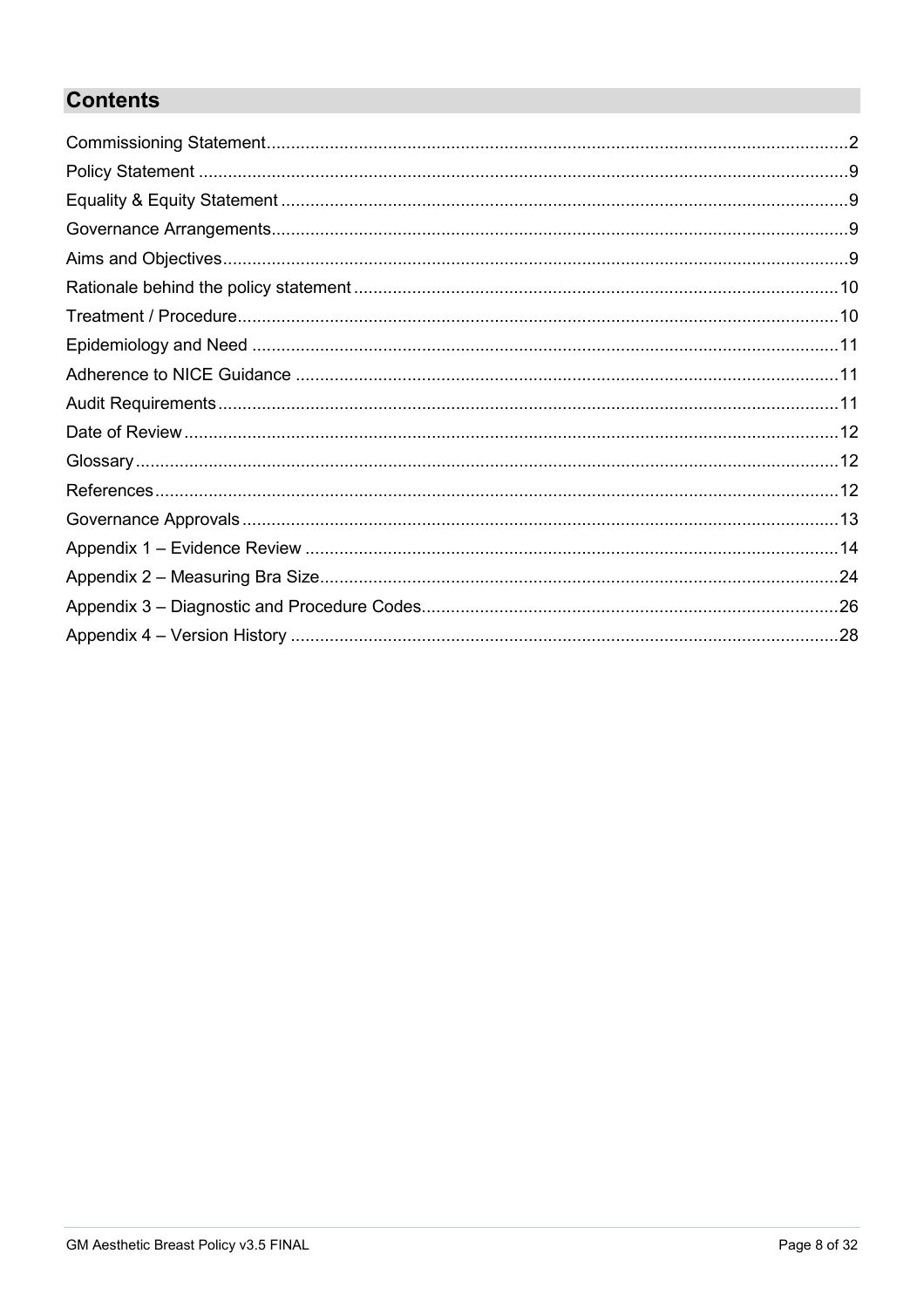## Contents

Commissioning Statement....................2
Policy Statement....................9
Equality & Equity Statement....................9
Governance Arrangements....................9
Aims and Objectives....................9
Rationale behind the policy statement....................10
Treatment / Procedure....................10
Epidemiology and Need....................11
Adherence to NICE Guidance....................11
Audit Requirements....................11
Date of Review....................12
Glossary....................12
References....................12
Governance Approvals....................13
Appendix 1 – Evidence Review....................14
Appendix 2 – Measuring Bra Size....................24
Appendix 3 – Diagnostic and Procedure Codes....................26
Appendix 4 – Version History....................28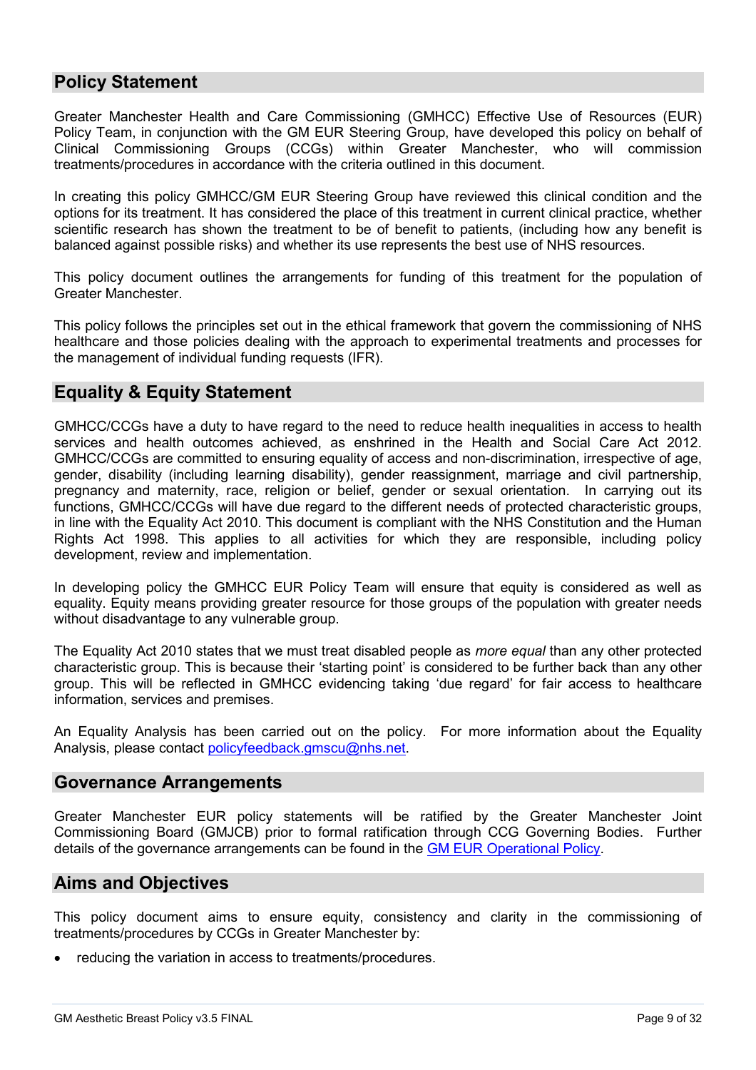## Policy Statement

Greater Manchester Health and Care Commissioning (GMHCC) Effective Use of Resources (EUR) Policy Team, in conjunction with the GM EUR Steering Group, have developed this policy on behalf of Clinical Commissioning Groups (CCGs) within Greater Manchester, who will commission treatments/procedures in accordance with the criteria outlined in this document.

In creating this policy GMHCC/GM EUR Steering Group have reviewed this clinical condition and the options for its treatment. It has considered the place of this treatment in current clinical practice, whether scientific research has shown the treatment to be of benefit to patients, (including how any benefit is balanced against possible risks) and whether its use represents the best use of NHS resources.

This policy document outlines the arrangements for funding of this treatment for the population of Greater Manchester.

This policy follows the principles set out in the ethical framework that govern the commissioning of NHS healthcare and those policies dealing with the approach to experimental treatments and processes for the management of individual funding requests (IFR).

## Equality & Equity Statement

GMHCC/CCGs have a duty to have regard to the need to reduce health inequalities in access to health services and health outcomes achieved, as enshrined in the Health and Social Care Act 2012. GMHCC/CCGs are committed to ensuring equality of access and non-discrimination, irrespective of age, gender, disability (including learning disability), gender reassignment, marriage and civil partnership, pregnancy and maternity, race, religion or belief, gender or sexual orientation. In carrying out its functions, GMHCC/CCGs will have due regard to the different needs of protected characteristic groups, in line with the Equality Act 2010. This document is compliant with the NHS Constitution and the Human Rights Act 1998. This applies to all activities for which they are responsible, including policy development, review and implementation.

In developing policy the GMHCC EUR Policy Team will ensure that equity is considered as well as equality. Equity means providing greater resource for those groups of the population with greater needs without disadvantage to any vulnerable group.

The Equality Act 2010 states that we must treat disabled people as *more equal* than any other protected characteristic group. This is because their 'starting point' is considered to be further back than any other group. This will be reflected in GMHCC evidencing taking 'due regard' for fair access to healthcare information, services and premises.

An Equality Analysis has been carried out on the policy. For more information about the Equality Analysis, please contact policyfeedback.gmscu@nhs.net.

## Governance Arrangements

Greater Manchester EUR policy statements will be ratified by the Greater Manchester Joint Commissioning Board (GMJCB) prior to formal ratification through CCG Governing Bodies. Further details of the governance arrangements can be found in the GM EUR Operational Policy.

## Aims and Objectives

This policy document aims to ensure equity, consistency and clarity in the commissioning of treatments/procedures by CCGs in Greater Manchester by:

- reducing the variation in access to treatments/procedures.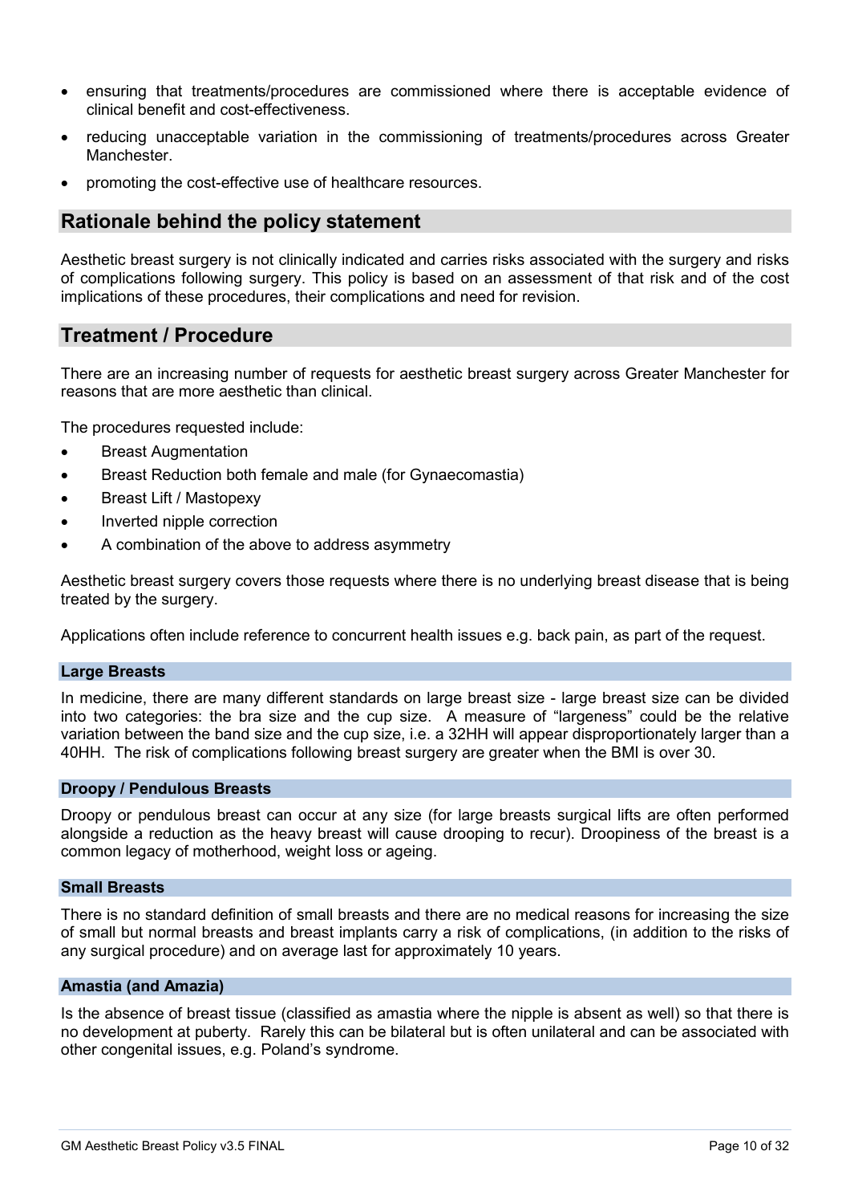- ensuring that treatments/procedures are commissioned where there is acceptable evidence of clinical benefit and cost-effectiveness.
- reducing unacceptable variation in the commissioning of treatments/procedures across Greater Manchester.
- promoting the cost-effective use of healthcare resources.

## Rationale behind the policy statement

Aesthetic breast surgery is not clinically indicated and carries risks associated with the surgery and risks of complications following surgery. This policy is based on an assessment of that risk and of the cost implications of these procedures, their complications and need for revision.

## Treatment / Procedure

There are an increasing number of requests for aesthetic breast surgery across Greater Manchester for reasons that are more aesthetic than clinical.

The procedures requested include:

- Breast Augmentation
- Breast Reduction both female and male (for Gynaecomastia)
- Breast Lift / Mastopexy
- Inverted nipple correction
- A combination of the above to address asymmetry

Aesthetic breast surgery covers those requests where there is no underlying breast disease that is being treated by the surgery.

Applications often include reference to concurrent health issues e.g. back pain, as part of the request.

### Large Breasts

In medicine, there are many different standards on large breast size - large breast size can be divided into two categories: the bra size and the cup size. A measure of "largeness" could be the relative variation between the band size and the cup size, i.e. a 32HH will appear disproportionately larger than a 40HH. The risk of complications following breast surgery are greater when the BMI is over 30.

### Droopy / Pendulous Breasts

Droopy or pendulous breast can occur at any size (for large breasts surgical lifts are often performed alongside a reduction as the heavy breast will cause drooping to recur). Droopiness of the breast is a common legacy of motherhood, weight loss or ageing.

### Small Breasts

There is no standard definition of small breasts and there are no medical reasons for increasing the size of small but normal breasts and breast implants carry a risk of complications, (in addition to the risks of any surgical procedure) and on average last for approximately 10 years.

### Amastia (and Amazia)

Is the absence of breast tissue (classified as amastia where the nipple is absent as well) so that there is no development at puberty. Rarely this can be bilateral but is often unilateral and can be associated with other congenital issues, e.g. Poland's syndrome.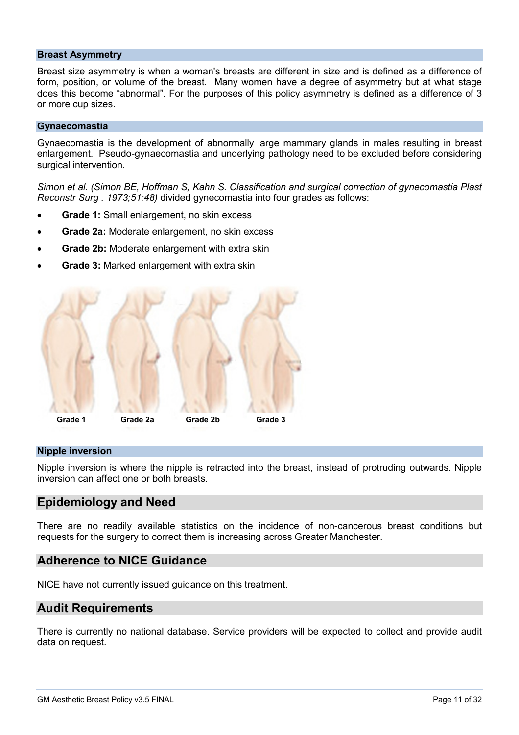### Breast Asymmetry

Breast size asymmetry is when a woman's breasts are different in size and is defined as a difference of form, position, or volume of the breast. Many women have a degree of asymmetry but at what stage does this become "abnormal". For the purposes of this policy asymmetry is defined as a difference of 3 or more cup sizes.

### Gynaecomastia

Gynaecomastia is the development of abnormally large mammary glands in males resulting in breast enlargement. Pseudo-gynaecomastia and underlying pathology need to be excluded before considering surgical intervention.

*Simon et al. (Simon BE, Hoffman S, Kahn S. Classification and surgical correction of gynecomastia Plast Reconstr Surg . 1973;51:48)* divided gynecomastia into four grades as follows:

- **Grade 1:** Small enlargement, no skin excess
- **Grade 2a:** Moderate enlargement, no skin excess
- **Grade 2b:** Moderate enlargement with extra skin
- **Grade 3:** Marked enlargement with extra skin

Grade 1 Grade 2a Grade 2b Grade 3

### Nipple inversion

Nipple inversion is where the nipple is retracted into the breast, instead of protruding outwards. Nipple inversion can affect one or both breasts.

## Epidemiology and Need

There are no readily available statistics on the incidence of non-cancerous breast conditions but requests for the surgery to correct them is increasing across Greater Manchester.

## Adherence to NICE Guidance

NICE have not currently issued guidance on this treatment.

## Audit Requirements

There is currently no national database. Service providers will be expected to collect and provide audit data on request.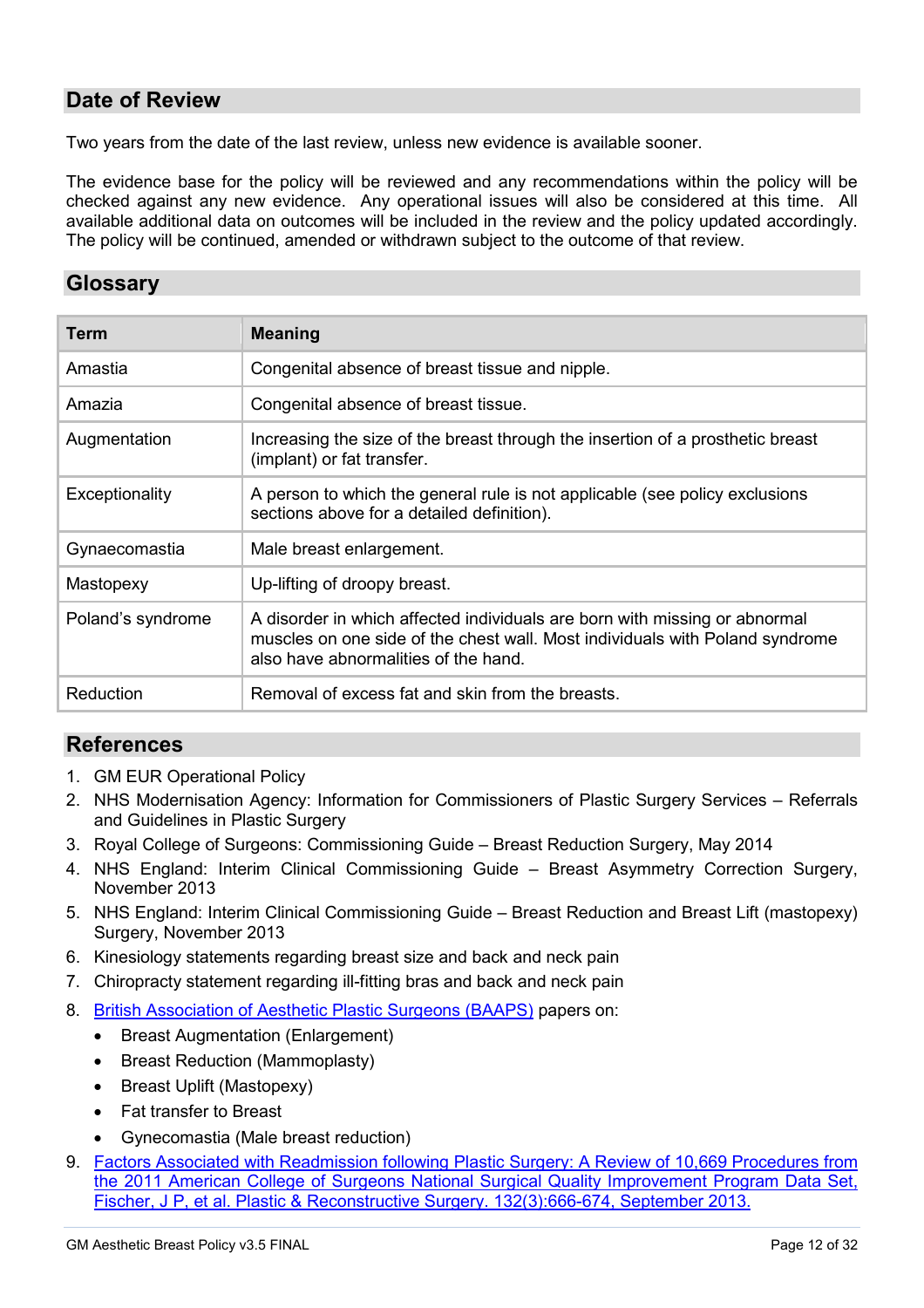## Date of Review

Two years from the date of the last review, unless new evidence is available sooner.

The evidence base for the policy will be reviewed and any recommendations within the policy will be checked against any new evidence. Any operational issues will also be considered at this time. All available additional data on outcomes will be included in the review and the policy updated accordingly. The policy will be continued, amended or withdrawn subject to the outcome of that review.

## Glossary

| Term | Meaning |
|---|---|
| Amastia | Congenital absence of breast tissue and nipple. |
| Amazia | Congenital absence of breast tissue. |
| Augmentation | Increasing the size of the breast through the insertion of a prosthetic breast (implant) or fat transfer. |
| Exceptionality | A person to which the general rule is not applicable (see policy exclusions sections above for a detailed definition). |
| Gynaecomastia | Male breast enlargement. |
| Mastopexy | Up-lifting of droopy breast. |
| Poland's syndrome | A disorder in which affected individuals are born with missing or abnormal muscles on one side of the chest wall. Most individuals with Poland syndrome also have abnormalities of the hand. |
| Reduction | Removal of excess fat and skin from the breasts. |

## References

1. GM EUR Operational Policy
2. NHS Modernisation Agency: Information for Commissioners of Plastic Surgery Services – Referrals and Guidelines in Plastic Surgery
3. Royal College of Surgeons: Commissioning Guide – Breast Reduction Surgery, May 2014
4. NHS England: Interim Clinical Commissioning Guide – Breast Asymmetry Correction Surgery, November 2013
5. NHS England: Interim Clinical Commissioning Guide – Breast Reduction and Breast Lift (mastopexy) Surgery, November 2013
6. Kinesiology statements regarding breast size and back and neck pain
7. Chiropracty statement regarding ill-fitting bras and back and neck pain
8. British Association of Aesthetic Plastic Surgeons (BAAPS) papers on:
   - Breast Augmentation (Enlargement)
   - Breast Reduction (Mammoplasty)
   - Breast Uplift (Mastopexy)
   - Fat transfer to Breast
   - Gynecomastia (Male breast reduction)
9. Factors Associated with Readmission following Plastic Surgery: A Review of 10,669 Procedures from the 2011 American College of Surgeons National Surgical Quality Improvement Program Data Set, Fischer, J P, et al. Plastic & Reconstructive Surgery. 132(3):666-674, September 2013.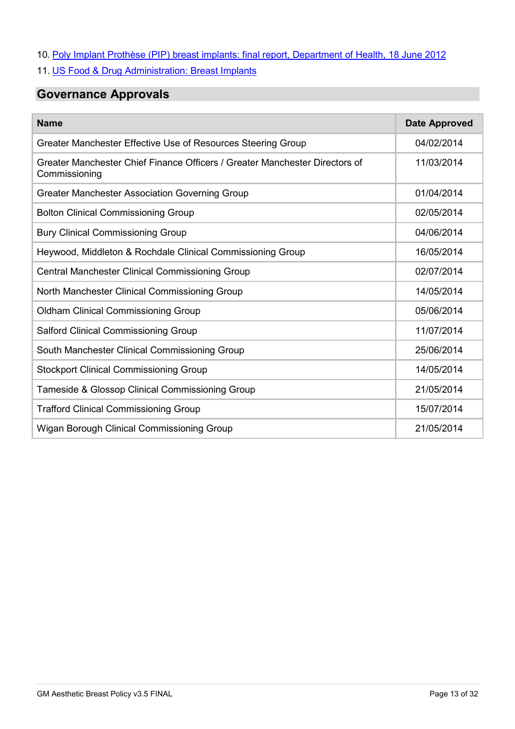10. Poly Implant Prothèse (PIP) breast implants: final report, Department of Health, 18 June 2012
11. US Food & Drug Administration: Breast Implants

## Governance Approvals

| Name | Date Approved |
|---|---|
| Greater Manchester Effective Use of Resources Steering Group | 04/02/2014 |
| Greater Manchester Chief Finance Officers / Greater Manchester Directors of Commissioning | 11/03/2014 |
| Greater Manchester Association Governing Group | 01/04/2014 |
| Bolton Clinical Commissioning Group | 02/05/2014 |
| Bury Clinical Commissioning Group | 04/06/2014 |
| Heywood, Middleton & Rochdale Clinical Commissioning Group | 16/05/2014 |
| Central Manchester Clinical Commissioning Group | 02/07/2014 |
| North Manchester Clinical Commissioning Group | 14/05/2014 |
| Oldham Clinical Commissioning Group | 05/06/2014 |
| Salford Clinical Commissioning Group | 11/07/2014 |
| South Manchester Clinical Commissioning Group | 25/06/2014 |
| Stockport Clinical Commissioning Group | 14/05/2014 |
| Tameside & Glossop Clinical Commissioning Group | 21/05/2014 |
| Trafford Clinical Commissioning Group | 15/07/2014 |
| Wigan Borough Clinical Commissioning Group | 21/05/2014 |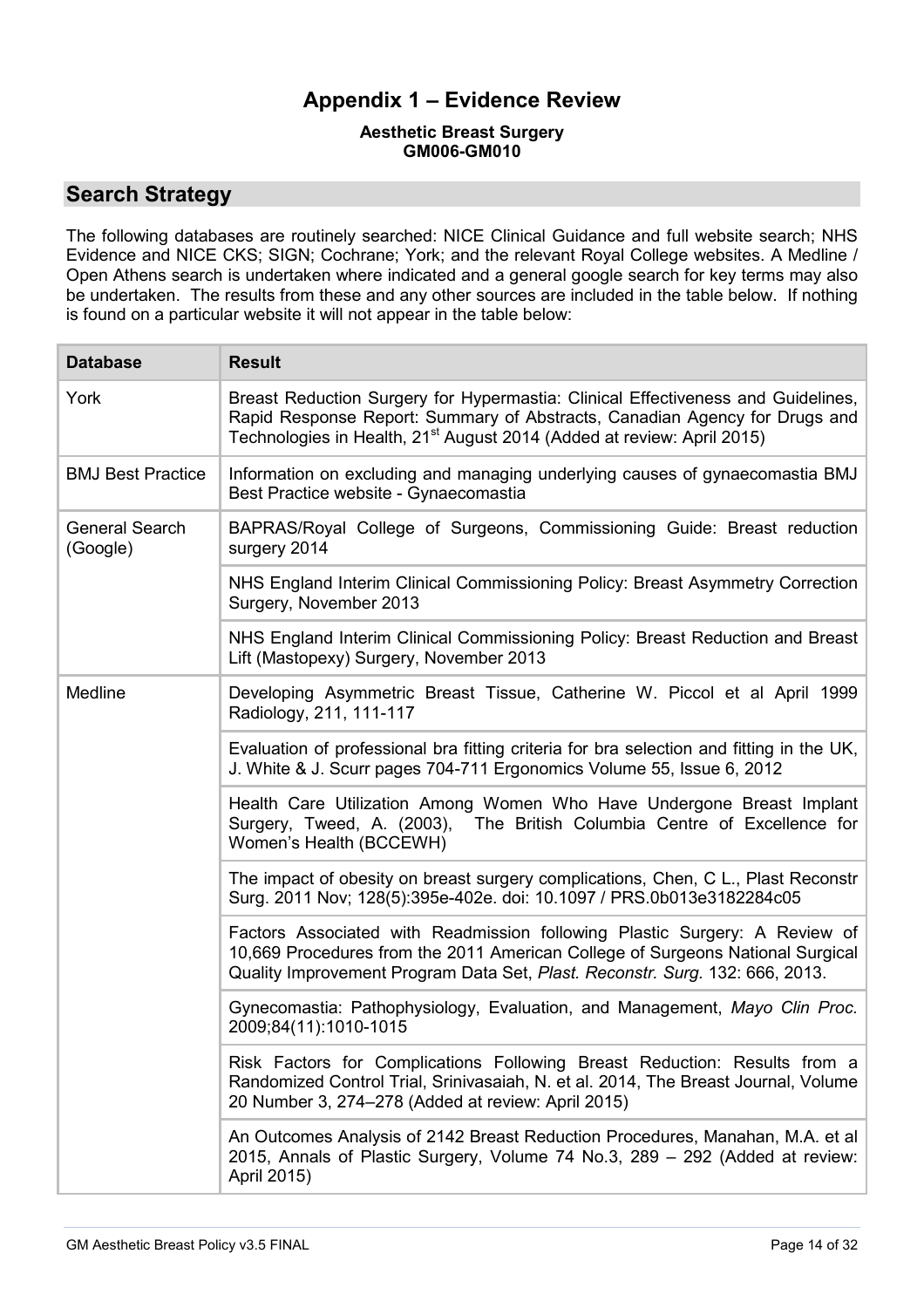# Appendix 1 – Evidence Review

**Aesthetic Breast Surgery**
**GM006-GM010**

## Search Strategy

The following databases are routinely searched: NICE Clinical Guidance and full website search; NHS Evidence and NICE CKS; SIGN; Cochrane; York; and the relevant Royal College websites. A Medline / Open Athens search is undertaken where indicated and a general google search for key terms may also be undertaken. The results from these and any other sources are included in the table below. If nothing is found on a particular website it will not appear in the table below:

| Database | Result |
|---|---|
| York | Breast Reduction Surgery for Hypermastia: Clinical Effectiveness and Guidelines, Rapid Response Report: Summary of Abstracts, Canadian Agency for Drugs and Technologies in Health, 21st August 2014 (Added at review: April 2015) |
| BMJ Best Practice | Information on excluding and managing underlying causes of gynaecomastia BMJ Best Practice website - Gynaecomastia |
| General Search (Google) | BAPRAS/Royal College of Surgeons, Commissioning Guide: Breast reduction surgery 2014 |
| | NHS England Interim Clinical Commissioning Policy: Breast Asymmetry Correction Surgery, November 2013 |
| | NHS England Interim Clinical Commissioning Policy: Breast Reduction and Breast Lift (Mastopexy) Surgery, November 2013 |
| Medline | Developing Asymmetric Breast Tissue, Catherine W. Piccol et al April 1999 Radiology, 211, 111-117 |
| | Evaluation of professional bra fitting criteria for bra selection and fitting in the UK, J. White & J. Scurr pages 704-711 Ergonomics Volume 55, Issue 6, 2012 |
| | Health Care Utilization Among Women Who Have Undergone Breast Implant Surgery, Tweed, A. (2003), The British Columbia Centre of Excellence for Women's Health (BCCEWH) |
| | The impact of obesity on breast surgery complications, Chen, C L., Plast Reconstr Surg. 2011 Nov; 128(5):395e-402e. doi: 10.1097 / PRS.0b013e3182284c05 |
| | Factors Associated with Readmission following Plastic Surgery: A Review of 10,669 Procedures from the 2011 American College of Surgeons National Surgical Quality Improvement Program Data Set, *Plast. Reconstr. Surg.* 132: 666, 2013. |
| | Gynecomastia: Pathophysiology, Evaluation, and Management, *Mayo Clin Proc.* 2009;84(11):1010-1015 |
| | Risk Factors for Complications Following Breast Reduction: Results from a Randomized Control Trial, Srinivasaiah, N. et al. 2014, The Breast Journal, Volume 20 Number 3, 274–278 (Added at review: April 2015) |
| | An Outcomes Analysis of 2142 Breast Reduction Procedures, Manahan, M.A. et al 2015, Annals of Plastic Surgery, Volume 74 No.3, 289 – 292 (Added at review: April 2015) |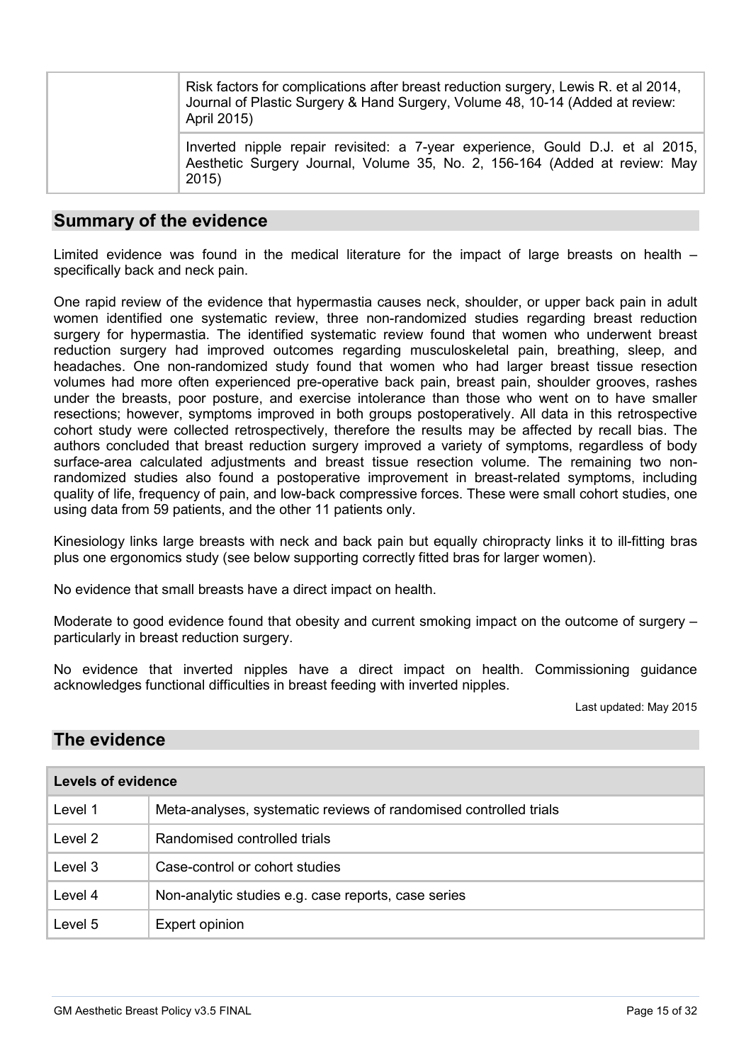| | |
|---|---|
| | Risk factors for complications after breast reduction surgery, Lewis R. et al 2014, Journal of Plastic Surgery & Hand Surgery, Volume 48, 10-14 (Added at review: April 2015) |
| | Inverted nipple repair revisited: a 7-year experience, Gould D.J. et al 2015, Aesthetic Surgery Journal, Volume 35, No. 2, 156-164 (Added at review: May 2015) |

## Summary of the evidence

Limited evidence was found in the medical literature for the impact of large breasts on health – specifically back and neck pain.

One rapid review of the evidence that hypermastia causes neck, shoulder, or upper back pain in adult women identified one systematic review, three non-randomized studies regarding breast reduction surgery for hypermastia. The identified systematic review found that women who underwent breast reduction surgery had improved outcomes regarding musculoskeletal pain, breathing, sleep, and headaches. One non-randomized study found that women who had larger breast tissue resection volumes had more often experienced pre-operative back pain, breast pain, shoulder grooves, rashes under the breasts, poor posture, and exercise intolerance than those who went on to have smaller resections; however, symptoms improved in both groups postoperatively. All data in this retrospective cohort study were collected retrospectively, therefore the results may be affected by recall bias. The authors concluded that breast reduction surgery improved a variety of symptoms, regardless of body surface-area calculated adjustments and breast tissue resection volume. The remaining two non-randomized studies also found a postoperative improvement in breast-related symptoms, including quality of life, frequency of pain, and low-back compressive forces. These were small cohort studies, one using data from 59 patients, and the other 11 patients only.

Kinesiology links large breasts with neck and back pain but equally chiropracty links it to ill-fitting bras plus one ergonomics study (see below supporting correctly fitted bras for larger women).

No evidence that small breasts have a direct impact on health.

Moderate to good evidence found that obesity and current smoking impact on the outcome of surgery – particularly in breast reduction surgery.

No evidence that inverted nipples have a direct impact on health. Commissioning guidance acknowledges functional difficulties in breast feeding with inverted nipples.

Last updated: May 2015

## The evidence

| Levels of evidence | |
|---|---|
| Level 1 | Meta-analyses, systematic reviews of randomised controlled trials |
| Level 2 | Randomised controlled trials |
| Level 3 | Case-control or cohort studies |
| Level 4 | Non-analytic studies e.g. case reports, case series |
| Level 5 | Expert opinion |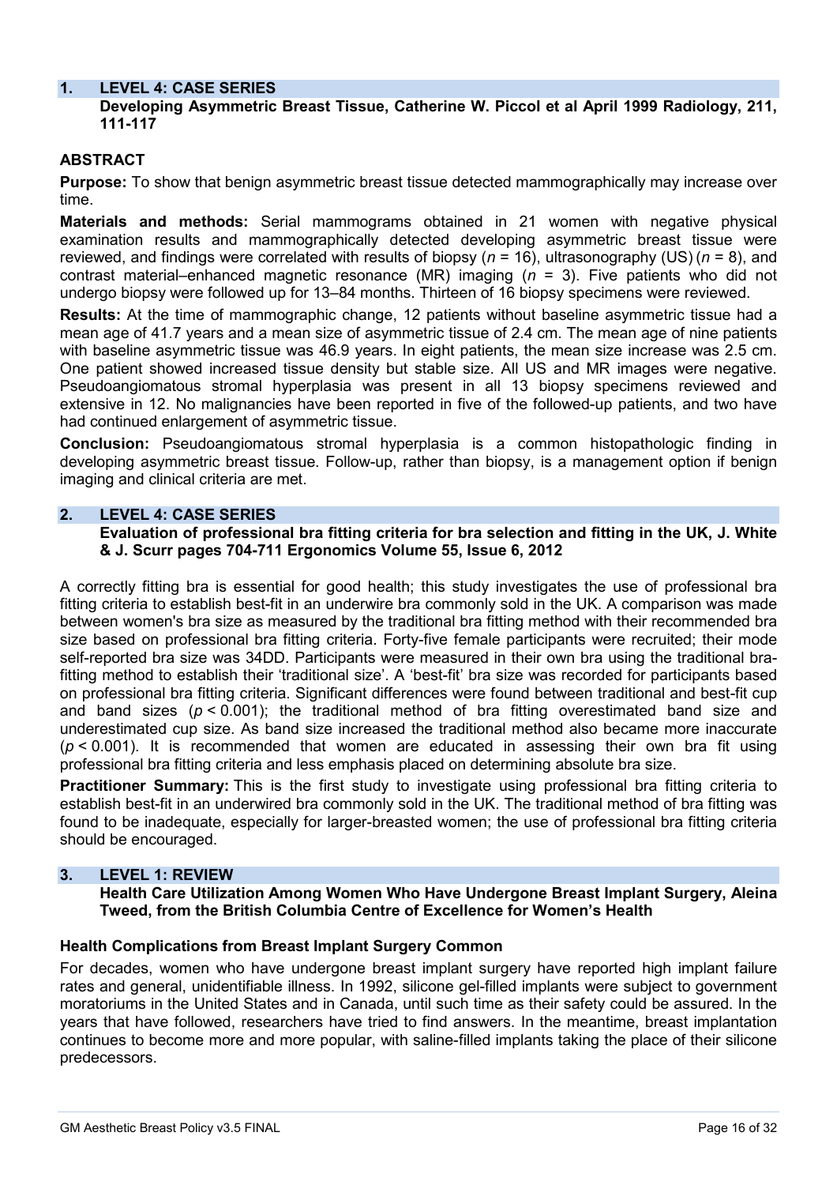## 1. LEVEL 4: CASE SERIES

**Developing Asymmetric Breast Tissue, Catherine W. Piccol et al April 1999 Radiology, 211, 111-117**

### ABSTRACT

**Purpose:** To show that benign asymmetric breast tissue detected mammographically may increase over time.

**Materials and methods:** Serial mammograms obtained in 21 women with negative physical examination results and mammographically detected developing asymmetric breast tissue were reviewed, and findings were correlated with results of biopsy (*n* = 16), ultrasonography (US) (*n* = 8), and contrast material–enhanced magnetic resonance (MR) imaging (*n* = 3). Five patients who did not undergo biopsy were followed up for 13–84 months. Thirteen of 16 biopsy specimens were reviewed.

**Results:** At the time of mammographic change, 12 patients without baseline asymmetric tissue had a mean age of 41.7 years and a mean size of asymmetric tissue of 2.4 cm. The mean age of nine patients with baseline asymmetric tissue was 46.9 years. In eight patients, the mean size increase was 2.5 cm. One patient showed increased tissue density but stable size. All US and MR images were negative. Pseudoangiomatous stromal hyperplasia was present in all 13 biopsy specimens reviewed and extensive in 12. No malignancies have been reported in five of the followed-up patients, and two have had continued enlargement of asymmetric tissue.

**Conclusion:** Pseudoangiomatous stromal hyperplasia is a common histopathologic finding in developing asymmetric breast tissue. Follow-up, rather than biopsy, is a management option if benign imaging and clinical criteria are met.

## 2. LEVEL 4: CASE SERIES

**Evaluation of professional bra fitting criteria for bra selection and fitting in the UK, J. White & J. Scurr pages 704-711 Ergonomics Volume 55, Issue 6, 2012**

A correctly fitting bra is essential for good health; this study investigates the use of professional bra fitting criteria to establish best-fit in an underwire bra commonly sold in the UK. A comparison was made between women's bra size as measured by the traditional bra fitting method with their recommended bra size based on professional bra fitting criteria. Forty-five female participants were recruited; their mode self-reported bra size was 34DD. Participants were measured in their own bra using the traditional bra-fitting method to establish their 'traditional size'. A 'best-fit' bra size was recorded for participants based on professional bra fitting criteria. Significant differences were found between traditional and best-fit cup and band sizes ($p < 0.001$); the traditional method of bra fitting overestimated band size and underestimated cup size. As band size increased the traditional method also became more inaccurate ($p < 0.001$). It is recommended that women are educated in assessing their own bra fit using professional bra fitting criteria and less emphasis placed on determining absolute bra size.

**Practitioner Summary:** This is the first study to investigate using professional bra fitting criteria to establish best-fit in an underwired bra commonly sold in the UK. The traditional method of bra fitting was found to be inadequate, especially for larger-breasted women; the use of professional bra fitting criteria should be encouraged.

## 3. LEVEL 1: REVIEW

**Health Care Utilization Among Women Who Have Undergone Breast Implant Surgery, Aleina Tweed, from the British Columbia Centre of Excellence for Women's Health**

### Health Complications from Breast Implant Surgery Common

For decades, women who have undergone breast implant surgery have reported high implant failure rates and general, unidentifiable illness. In 1992, silicone gel-filled implants were subject to government moratoriums in the United States and in Canada, until such time as their safety could be assured. In the years that have followed, researchers have tried to find answers. In the meantime, breast implantation continues to become more and more popular, with saline-filled implants taking the place of their silicone predecessors.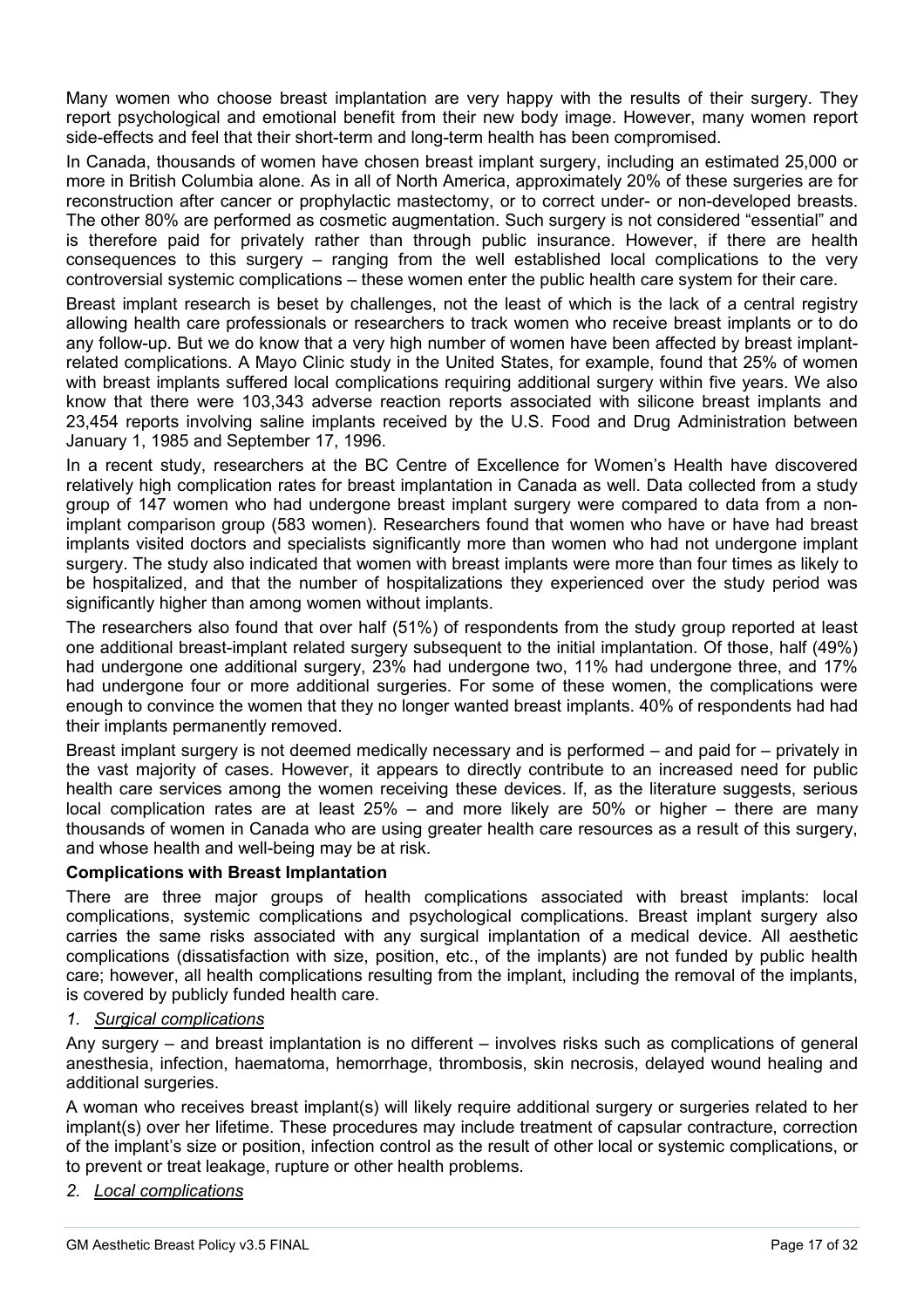Many women who choose breast implantation are very happy with the results of their surgery. They report psychological and emotional benefit from their new body image. However, many women report side-effects and feel that their short-term and long-term health has been compromised.

In Canada, thousands of women have chosen breast implant surgery, including an estimated 25,000 or more in British Columbia alone. As in all of North America, approximately 20% of these surgeries are for reconstruction after cancer or prophylactic mastectomy, or to correct under- or non-developed breasts. The other 80% are performed as cosmetic augmentation. Such surgery is not considered "essential" and is therefore paid for privately rather than through public insurance. However, if there are health consequences to this surgery – ranging from the well established local complications to the very controversial systemic complications – these women enter the public health care system for their care.

Breast implant research is beset by challenges, not the least of which is the lack of a central registry allowing health care professionals or researchers to track women who receive breast implants or to do any follow-up. But we do know that a very high number of women have been affected by breast implant-related complications. A Mayo Clinic study in the United States, for example, found that 25% of women with breast implants suffered local complications requiring additional surgery within five years. We also know that there were 103,343 adverse reaction reports associated with silicone breast implants and 23,454 reports involving saline implants received by the U.S. Food and Drug Administration between January 1, 1985 and September 17, 1996.

In a recent study, researchers at the BC Centre of Excellence for Women's Health have discovered relatively high complication rates for breast implantation in Canada as well. Data collected from a study group of 147 women who had undergone breast implant surgery were compared to data from a non-implant comparison group (583 women). Researchers found that women who have or have had breast implants visited doctors and specialists significantly more than women who had not undergone implant surgery. The study also indicated that women with breast implants were more than four times as likely to be hospitalized, and that the number of hospitalizations they experienced over the study period was significantly higher than among women without implants.

The researchers also found that over half (51%) of respondents from the study group reported at least one additional breast-implant related surgery subsequent to the initial implantation. Of those, half (49%) had undergone one additional surgery, 23% had undergone two, 11% had undergone three, and 17% had undergone four or more additional surgeries. For some of these women, the complications were enough to convince the women that they no longer wanted breast implants. 40% of respondents had had their implants permanently removed.

Breast implant surgery is not deemed medically necessary and is performed – and paid for – privately in the vast majority of cases. However, it appears to directly contribute to an increased need for public health care services among the women receiving these devices. If, as the literature suggests, serious local complication rates are at least 25% – and more likely are 50% or higher – there are many thousands of women in Canada who are using greater health care resources as a result of this surgery, and whose health and well-being may be at risk.

**Complications with Breast Implantation**

There are three major groups of health complications associated with breast implants: local complications, systemic complications and psychological complications. Breast implant surgery also carries the same risks associated with any surgical implantation of a medical device. All aesthetic complications (dissatisfaction with size, position, etc., of the implants) are not funded by public health care; however, all health complications resulting from the implant, including the removal of the implants, is covered by publicly funded health care.

*1. Surgical complications*

Any surgery – and breast implantation is no different – involves risks such as complications of general anesthesia, infection, haematoma, hemorrhage, thrombosis, skin necrosis, delayed wound healing and additional surgeries.

A woman who receives breast implant(s) will likely require additional surgery or surgeries related to her implant(s) over her lifetime. These procedures may include treatment of capsular contracture, correction of the implant's size or position, infection control as the result of other local or systemic complications, or to prevent or treat leakage, rupture or other health problems.

*2. Local complications*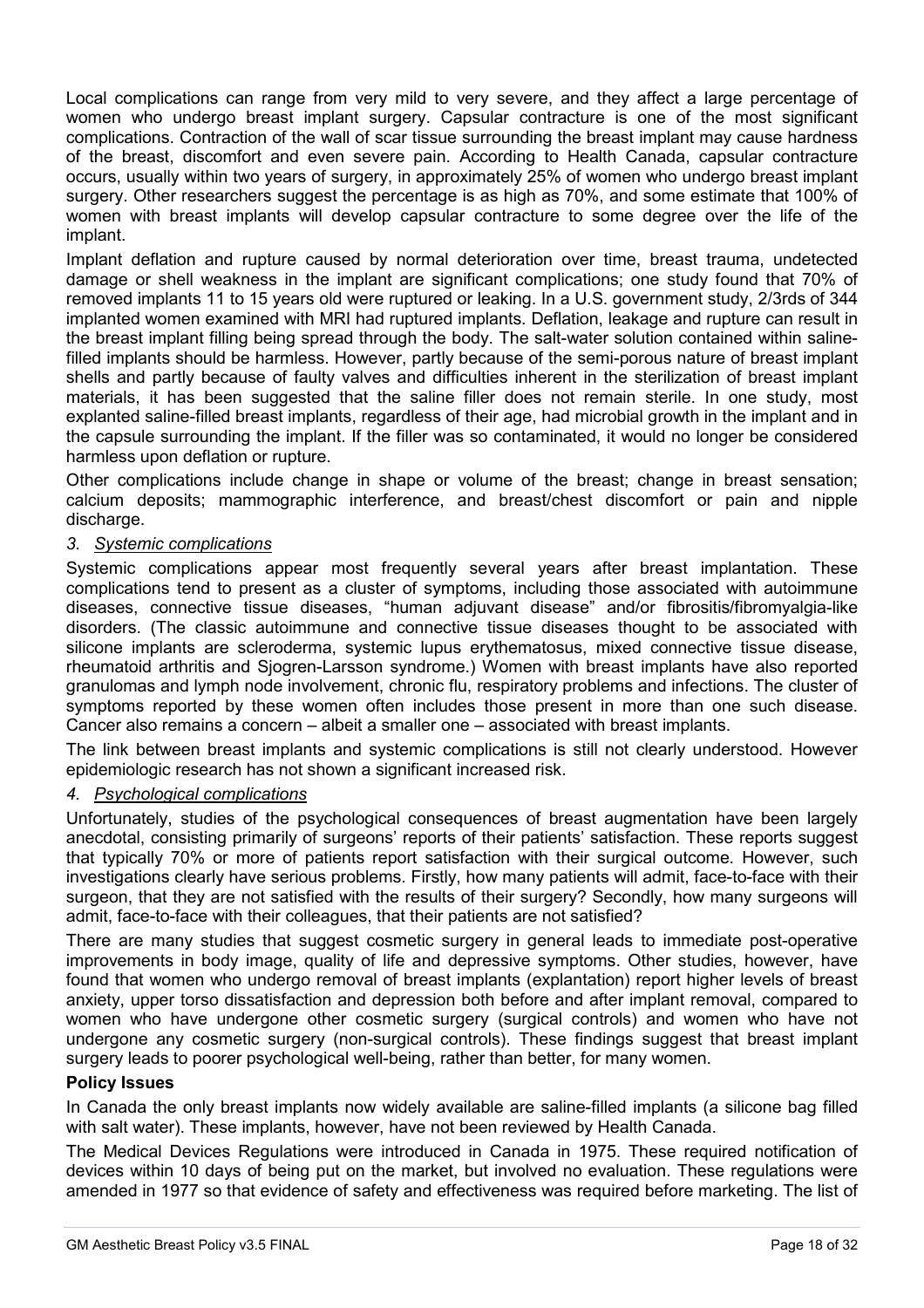Local complications can range from very mild to very severe, and they affect a large percentage of women who undergo breast implant surgery. Capsular contracture is one of the most significant complications. Contraction of the wall of scar tissue surrounding the breast implant may cause hardness of the breast, discomfort and even severe pain. According to Health Canada, capsular contracture occurs, usually within two years of surgery, in approximately 25% of women who undergo breast implant surgery. Other researchers suggest the percentage is as high as 70%, and some estimate that 100% of women with breast implants will develop capsular contracture to some degree over the life of the implant.

Implant deflation and rupture caused by normal deterioration over time, breast trauma, undetected damage or shell weakness in the implant are significant complications; one study found that 70% of removed implants 11 to 15 years old were ruptured or leaking. In a U.S. government study, 2/3rds of 344 implanted women examined with MRI had ruptured implants. Deflation, leakage and rupture can result in the breast implant filling being spread through the body. The salt-water solution contained within saline-filled implants should be harmless. However, partly because of the semi-porous nature of breast implant shells and partly because of faulty valves and difficulties inherent in the sterilization of breast implant materials, it has been suggested that the saline filler does not remain sterile. In one study, most explanted saline-filled breast implants, regardless of their age, had microbial growth in the implant and in the capsule surrounding the implant. If the filler was so contaminated, it would no longer be considered harmless upon deflation or rupture.

Other complications include change in shape or volume of the breast; change in breast sensation; calcium deposits; mammographic interference, and breast/chest discomfort or pain and nipple discharge.

*3. Systemic complications*

Systemic complications appear most frequently several years after breast implantation. These complications tend to present as a cluster of symptoms, including those associated with autoimmune diseases, connective tissue diseases, "human adjuvant disease" and/or fibrositis/fibromyalgia-like disorders. (The classic autoimmune and connective tissue diseases thought to be associated with silicone implants are scleroderma, systemic lupus erythematosus, mixed connective tissue disease, rheumatoid arthritis and Sjogren-Larsson syndrome.) Women with breast implants have also reported granulomas and lymph node involvement, chronic flu, respiratory problems and infections. The cluster of symptoms reported by these women often includes those present in more than one such disease. Cancer also remains a concern – albeit a smaller one – associated with breast implants.

The link between breast implants and systemic complications is still not clearly understood. However epidemiologic research has not shown a significant increased risk.

*4. Psychological complications*

Unfortunately, studies of the psychological consequences of breast augmentation have been largely anecdotal, consisting primarily of surgeons' reports of their patients' satisfaction. These reports suggest that typically 70% or more of patients report satisfaction with their surgical outcome. However, such investigations clearly have serious problems. Firstly, how many patients will admit, face-to-face with their surgeon, that they are not satisfied with the results of their surgery? Secondly, how many surgeons will admit, face-to-face with their colleagues, that their patients are not satisfied?

There are many studies that suggest cosmetic surgery in general leads to immediate post-operative improvements in body image, quality of life and depressive symptoms. Other studies, however, have found that women who undergo removal of breast implants (explantation) report higher levels of breast anxiety, upper torso dissatisfaction and depression both before and after implant removal, compared to women who have undergone other cosmetic surgery (surgical controls) and women who have not undergone any cosmetic surgery (non-surgical controls). These findings suggest that breast implant surgery leads to poorer psychological well-being, rather than better, for many women.

**Policy Issues**

In Canada the only breast implants now widely available are saline-filled implants (a silicone bag filled with salt water). These implants, however, have not been reviewed by Health Canada.

The Medical Devices Regulations were introduced in Canada in 1975. These required notification of devices within 10 days of being put on the market, but involved no evaluation. These regulations were amended in 1977 so that evidence of safety and effectiveness was required before marketing. The list of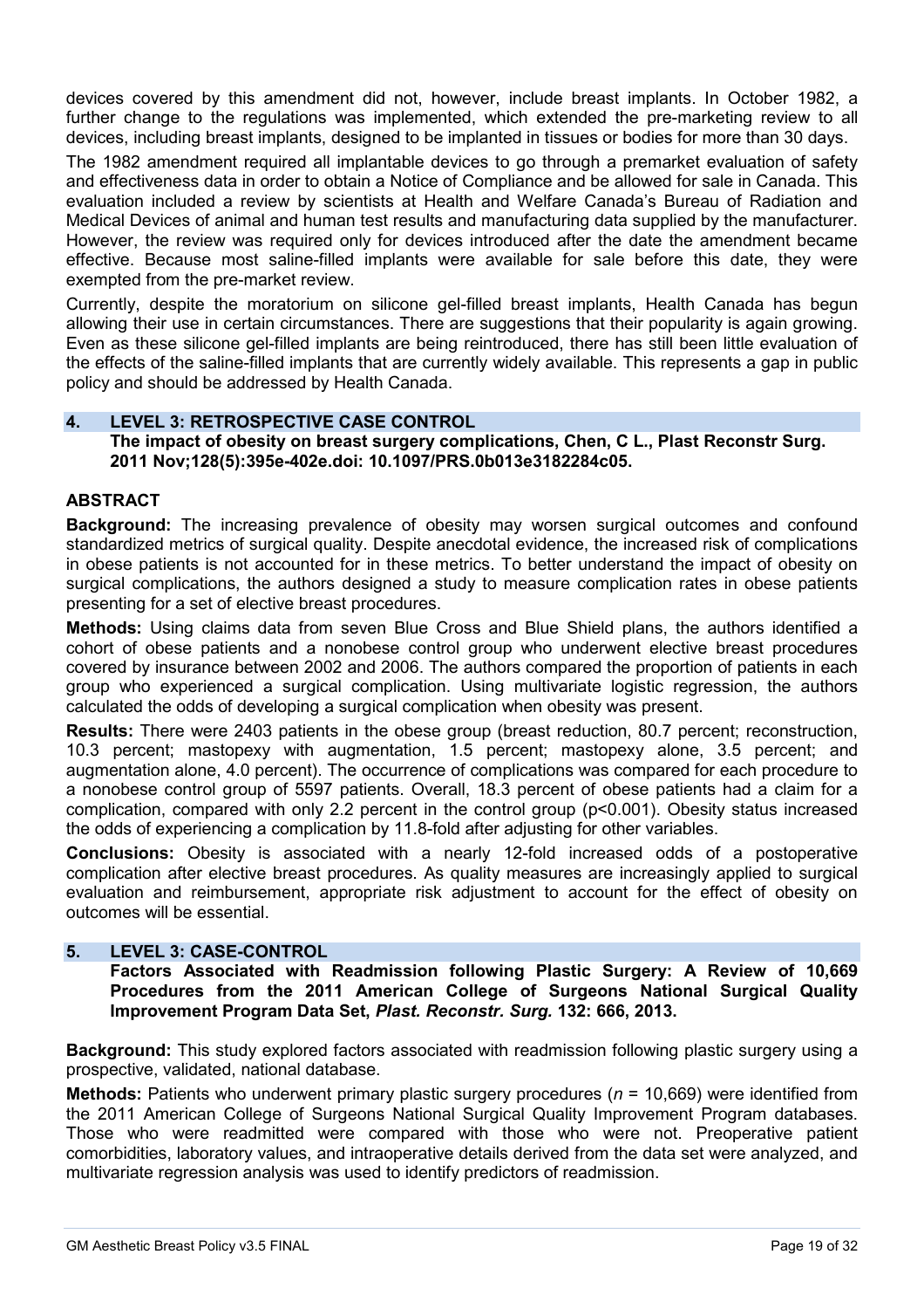devices covered by this amendment did not, however, include breast implants. In October 1982, a further change to the regulations was implemented, which extended the pre-marketing review to all devices, including breast implants, designed to be implanted in tissues or bodies for more than 30 days.

The 1982 amendment required all implantable devices to go through a premarket evaluation of safety and effectiveness data in order to obtain a Notice of Compliance and be allowed for sale in Canada. This evaluation included a review by scientists at Health and Welfare Canada's Bureau of Radiation and Medical Devices of animal and human test results and manufacturing data supplied by the manufacturer. However, the review was required only for devices introduced after the date the amendment became effective. Because most saline-filled implants were available for sale before this date, they were exempted from the pre-market review.

Currently, despite the moratorium on silicone gel-filled breast implants, Health Canada has begun allowing their use in certain circumstances. There are suggestions that their popularity is again growing. Even as these silicone gel-filled implants are being reintroduced, there has still been little evaluation of the effects of the saline-filled implants that are currently widely available. This represents a gap in public policy and should be addressed by Health Canada.

## 4. LEVEL 3: RETROSPECTIVE CASE CONTROL

**The impact of obesity on breast surgery complications, Chen, C L., Plast Reconstr Surg. 2011 Nov;128(5):395e-402e.doi: 10.1097/PRS.0b013e3182284c05.**

### ABSTRACT

**Background:** The increasing prevalence of obesity may worsen surgical outcomes and confound standardized metrics of surgical quality. Despite anecdotal evidence, the increased risk of complications in obese patients is not accounted for in these metrics. To better understand the impact of obesity on surgical complications, the authors designed a study to measure complication rates in obese patients presenting for a set of elective breast procedures.

**Methods:** Using claims data from seven Blue Cross and Blue Shield plans, the authors identified a cohort of obese patients and a nonobese control group who underwent elective breast procedures covered by insurance between 2002 and 2006. The authors compared the proportion of patients in each group who experienced a surgical complication. Using multivariate logistic regression, the authors calculated the odds of developing a surgical complication when obesity was present.

**Results:** There were 2403 patients in the obese group (breast reduction, 80.7 percent; reconstruction, 10.3 percent; mastopexy with augmentation, 1.5 percent; mastopexy alone, 3.5 percent; and augmentation alone, 4.0 percent). The occurrence of complications was compared for each procedure to a nonobese control group of 5597 patients. Overall, 18.3 percent of obese patients had a claim for a complication, compared with only 2.2 percent in the control group ($p<0.001$). Obesity status increased the odds of experiencing a complication by 11.8-fold after adjusting for other variables.

**Conclusions:** Obesity is associated with a nearly 12-fold increased odds of a postoperative complication after elective breast procedures. As quality measures are increasingly applied to surgical evaluation and reimbursement, appropriate risk adjustment to account for the effect of obesity on outcomes will be essential.

## 5. LEVEL 3: CASE-CONTROL

**Factors Associated with Readmission following Plastic Surgery: A Review of 10,669 Procedures from the 2011 American College of Surgeons National Surgical Quality Improvement Program Data Set, *Plast. Reconstr. Surg.* 132: 666, 2013.**

**Background:** This study explored factors associated with readmission following plastic surgery using a prospective, validated, national database.

**Methods:** Patients who underwent primary plastic surgery procedures ($n$ = 10,669) were identified from the 2011 American College of Surgeons National Surgical Quality Improvement Program databases. Those who were readmitted were compared with those who were not. Preoperative patient comorbidities, laboratory values, and intraoperative details derived from the data set were analyzed, and multivariate regression analysis was used to identify predictors of readmission.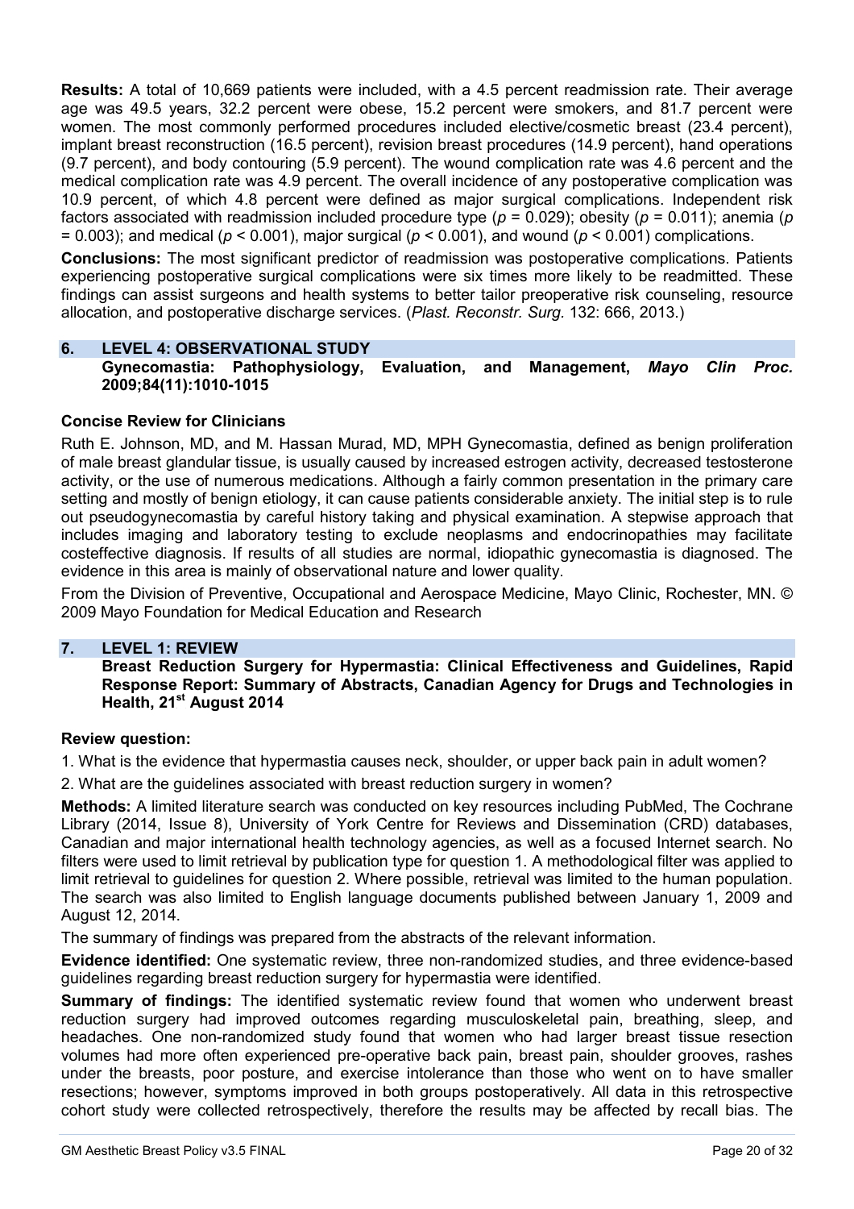**Results:** A total of 10,669 patients were included, with a 4.5 percent readmission rate. Their average age was 49.5 years, 32.2 percent were obese, 15.2 percent were smokers, and 81.7 percent were women. The most commonly performed procedures included elective/cosmetic breast (23.4 percent), implant breast reconstruction (16.5 percent), revision breast procedures (14.9 percent), hand operations (9.7 percent), and body contouring (5.9 percent). The wound complication rate was 4.6 percent and the medical complication rate was 4.9 percent. The overall incidence of any postoperative complication was 10.9 percent, of which 4.8 percent were defined as major surgical complications. Independent risk factors associated with readmission included procedure type ($p = 0.029$); obesity ($p = 0.011$); anemia ($p = 0.003$); and medical ($p < 0.001$), major surgical ($p < 0.001$), and wound ($p < 0.001$) complications.

**Conclusions:** The most significant predictor of readmission was postoperative complications. Patients experiencing postoperative surgical complications were six times more likely to be readmitted. These findings can assist surgeons and health systems to better tailor preoperative risk counseling, resource allocation, and postoperative discharge services. (*Plast. Reconstr. Surg.* 132: 666, 2013.)

## 6. LEVEL 4: OBSERVATIONAL STUDY

**Gynecomastia: Pathophysiology, Evaluation, and Management, *Mayo Clin Proc.* 2009;84(11):1010-1015**

### Concise Review for Clinicians

Ruth E. Johnson, MD, and M. Hassan Murad, MD, MPH Gynecomastia, defined as benign proliferation of male breast glandular tissue, is usually caused by increased estrogen activity, decreased testosterone activity, or the use of numerous medications. Although a fairly common presentation in the primary care setting and mostly of benign etiology, it can cause patients considerable anxiety. The initial step is to rule out pseudogynecomastia by careful history taking and physical examination. A stepwise approach that includes imaging and laboratory testing to exclude neoplasms and endocrinopathies may facilitate costeffective diagnosis. If results of all studies are normal, idiopathic gynecomastia is diagnosed. The evidence in this area is mainly of observational nature and lower quality.

From the Division of Preventive, Occupational and Aerospace Medicine, Mayo Clinic, Rochester, MN. © 2009 Mayo Foundation for Medical Education and Research

## 7. LEVEL 1: REVIEW

**Breast Reduction Surgery for Hypermastia: Clinical Effectiveness and Guidelines, Rapid Response Report: Summary of Abstracts, Canadian Agency for Drugs and Technologies in Health, 21st August 2014**

### Review question:

1. What is the evidence that hypermastia causes neck, shoulder, or upper back pain in adult women?
2. What are the guidelines associated with breast reduction surgery in women?

**Methods:** A limited literature search was conducted on key resources including PubMed, The Cochrane Library (2014, Issue 8), University of York Centre for Reviews and Dissemination (CRD) databases, Canadian and major international health technology agencies, as well as a focused Internet search. No filters were used to limit retrieval by publication type for question 1. A methodological filter was applied to limit retrieval to guidelines for question 2. Where possible, retrieval was limited to the human population. The search was also limited to English language documents published between January 1, 2009 and August 12, 2014.

The summary of findings was prepared from the abstracts of the relevant information.

**Evidence identified:** One systematic review, three non-randomized studies, and three evidence-based guidelines regarding breast reduction surgery for hypermastia were identified.

**Summary of findings:** The identified systematic review found that women who underwent breast reduction surgery had improved outcomes regarding musculoskeletal pain, breathing, sleep, and headaches. One non-randomized study found that women who had larger breast tissue resection volumes had more often experienced pre-operative back pain, breast pain, shoulder grooves, rashes under the breasts, poor posture, and exercise intolerance than those who went on to have smaller resections; however, symptoms improved in both groups postoperatively. All data in this retrospective cohort study were collected retrospectively, therefore the results may be affected by recall bias. The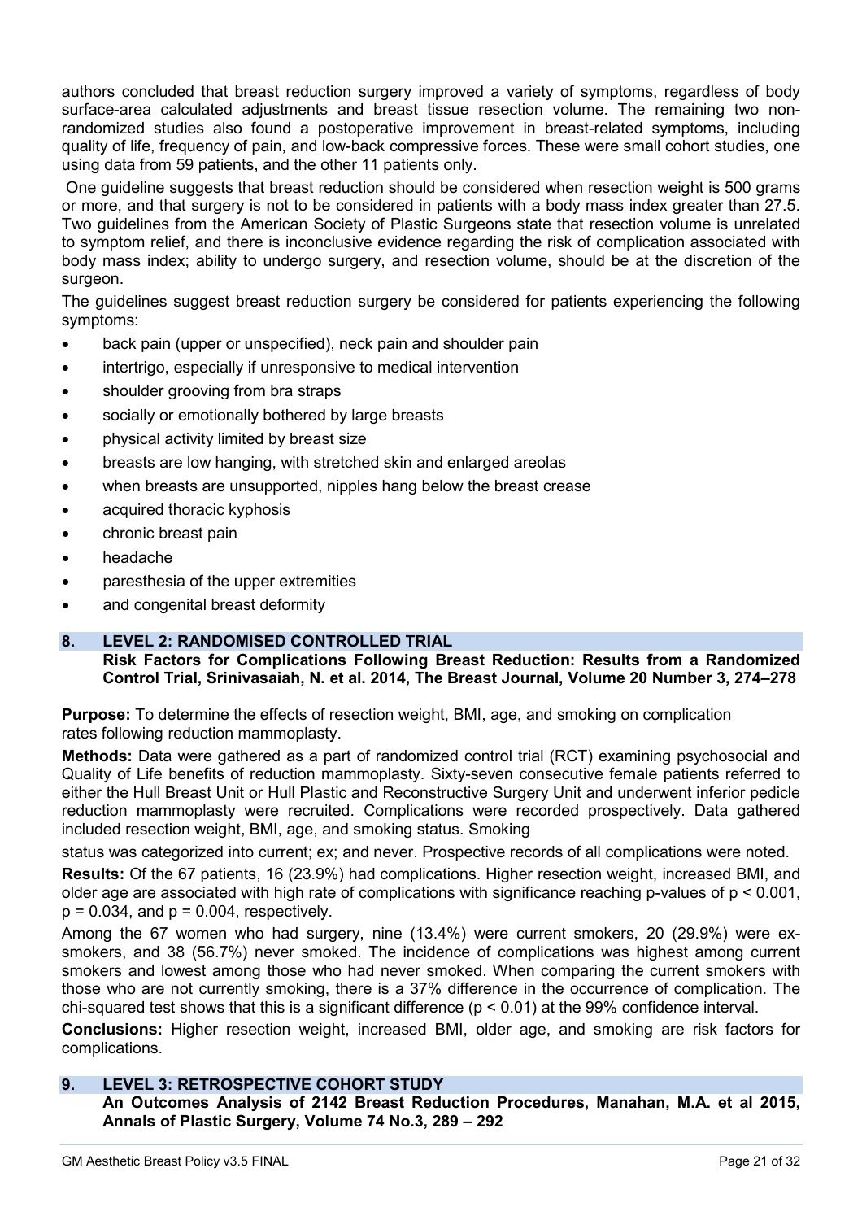authors concluded that breast reduction surgery improved a variety of symptoms, regardless of body surface-area calculated adjustments and breast tissue resection volume. The remaining two non-randomized studies also found a postoperative improvement in breast-related symptoms, including quality of life, frequency of pain, and low-back compressive forces. These were small cohort studies, one using data from 59 patients, and the other 11 patients only.

One guideline suggests that breast reduction should be considered when resection weight is 500 grams or more, and that surgery is not to be considered in patients with a body mass index greater than 27.5. Two guidelines from the American Society of Plastic Surgeons state that resection volume is unrelated to symptom relief, and there is inconclusive evidence regarding the risk of complication associated with body mass index; ability to undergo surgery, and resection volume, should be at the discretion of the surgeon.

The guidelines suggest breast reduction surgery be considered for patients experiencing the following symptoms:

- back pain (upper or unspecified), neck pain and shoulder pain
- intertrigo, especially if unresponsive to medical intervention
- shoulder grooving from bra straps
- socially or emotionally bothered by large breasts
- physical activity limited by breast size
- breasts are low hanging, with stretched skin and enlarged areolas
- when breasts are unsupported, nipples hang below the breast crease
- acquired thoracic kyphosis
- chronic breast pain
- headache
- paresthesia of the upper extremities
- and congenital breast deformity

## 8. LEVEL 2: RANDOMISED CONTROLLED TRIAL

**Risk Factors for Complications Following Breast Reduction: Results from a Randomized Control Trial, Srinivasaiah, N. et al. 2014, The Breast Journal, Volume 20 Number 3, 274–278**

**Purpose:** To determine the effects of resection weight, BMI, age, and smoking on complication rates following reduction mammoplasty.

**Methods:** Data were gathered as a part of randomized control trial (RCT) examining psychosocial and Quality of Life benefits of reduction mammoplasty. Sixty-seven consecutive female patients referred to either the Hull Breast Unit or Hull Plastic and Reconstructive Surgery Unit and underwent inferior pedicle reduction mammoplasty were recruited. Complications were recorded prospectively. Data gathered included resection weight, BMI, age, and smoking status. Smoking status was categorized into current; ex; and never. Prospective records of all complications were noted.

**Results:** Of the 67 patients, 16 (23.9%) had complications. Higher resection weight, increased BMI, and older age are associated with high rate of complications with significance reaching p-values of $p < 0.001$, $p = 0.034$, and $p = 0.004$, respectively.

Among the 67 women who had surgery, nine (13.4%) were current smokers, 20 (29.9%) were ex-smokers, and 38 (56.7%) never smoked. The incidence of complications was highest among current smokers and lowest among those who had never smoked. When comparing the current smokers with those who are not currently smoking, there is a 37% difference in the occurrence of complication. The chi-squared test shows that this is a significant difference ($p < 0.01$) at the 99% confidence interval.

**Conclusions:** Higher resection weight, increased BMI, older age, and smoking are risk factors for complications.

## 9. LEVEL 3: RETROSPECTIVE COHORT STUDY

**An Outcomes Analysis of 2142 Breast Reduction Procedures, Manahan, M.A. et al 2015, Annals of Plastic Surgery, Volume 74 No.3, 289 – 292**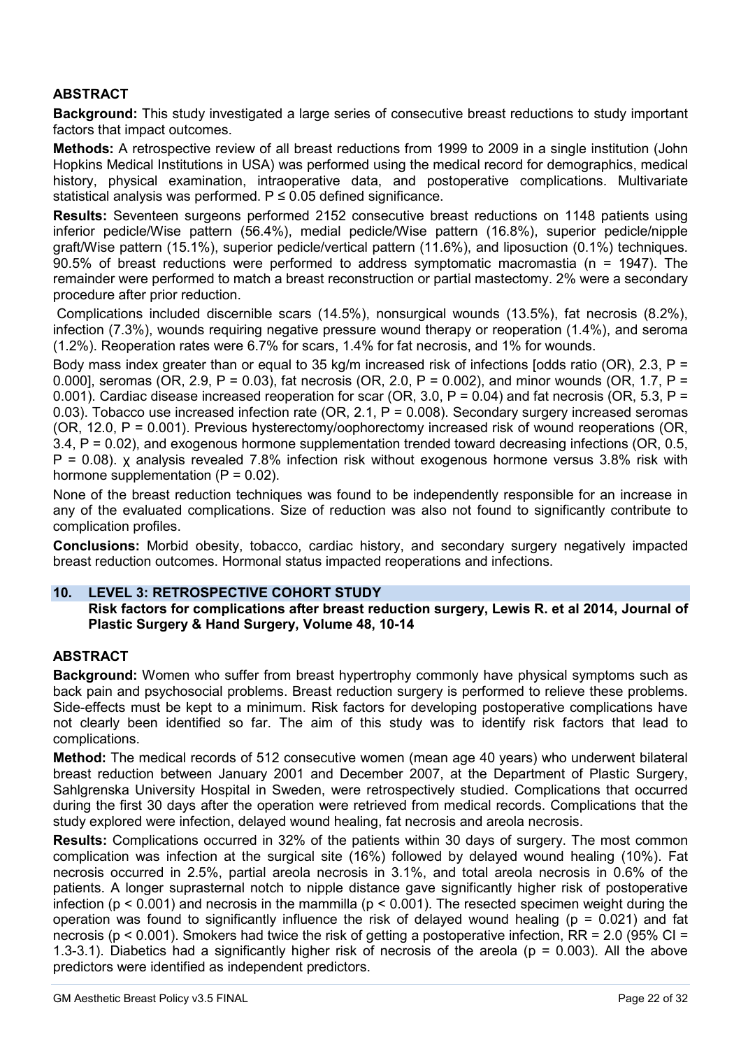## ABSTRACT

**Background:** This study investigated a large series of consecutive breast reductions to study important factors that impact outcomes.

**Methods:** A retrospective review of all breast reductions from 1999 to 2009 in a single institution (John Hopkins Medical Institutions in USA) was performed using the medical record for demographics, medical history, physical examination, intraoperative data, and postoperative complications. Multivariate statistical analysis was performed. $P \leq 0.05$ defined significance.

**Results:** Seventeen surgeons performed 2152 consecutive breast reductions on 1148 patients using inferior pedicle/Wise pattern (56.4%), medial pedicle/Wise pattern (16.8%), superior pedicle/nipple graft/Wise pattern (15.1%), superior pedicle/vertical pattern (11.6%), and liposuction (0.1%) techniques. 90.5% of breast reductions were performed to address symptomatic macromastia (n = 1947). The remainder were performed to match a breast reconstruction or partial mastectomy. 2% were a secondary procedure after prior reduction.

Complications included discernible scars (14.5%), nonsurgical wounds (13.5%), fat necrosis (8.2%), infection (7.3%), wounds requiring negative pressure wound therapy or reoperation (1.4%), and seroma (1.2%). Reoperation rates were 6.7% for scars, 1.4% for fat necrosis, and 1% for wounds.

Body mass index greater than or equal to 35 kg/m increased risk of infections [odds ratio (OR), 2.3, $P = 0.000$], seromas (OR, 2.9, $P = 0.03$), fat necrosis (OR, 2.0, $P = 0.002$), and minor wounds (OR, 1.7, $P = 0.001$). Cardiac disease increased reoperation for scar (OR, 3.0, $P = 0.04$) and fat necrosis (OR, 5.3, $P = 0.03$). Tobacco use increased infection rate (OR, 2.1, $P = 0.008$). Secondary surgery increased seromas (OR, 12.0, $P = 0.001$). Previous hysterectomy/oophorectomy increased risk of wound reoperations (OR, 3.4, $P = 0.02$), and exogenous hormone supplementation trended toward decreasing infections (OR, 0.5, $P = 0.08$). $\chi$ analysis revealed 7.8% infection risk without exogenous hormone versus 3.8% risk with hormone supplementation ($P = 0.02$).

None of the breast reduction techniques was found to be independently responsible for an increase in any of the evaluated complications. Size of reduction was also not found to significantly contribute to complication profiles.

**Conclusions:** Morbid obesity, tobacco, cardiac history, and secondary surgery negatively impacted breast reduction outcomes. Hormonal status impacted reoperations and infections.

## 10. LEVEL 3: RETROSPECTIVE COHORT STUDY

**Risk factors for complications after breast reduction surgery, Lewis R. et al 2014, Journal of Plastic Surgery & Hand Surgery, Volume 48, 10-14**

## ABSTRACT

**Background:** Women who suffer from breast hypertrophy commonly have physical symptoms such as back pain and psychosocial problems. Breast reduction surgery is performed to relieve these problems. Side-effects must be kept to a minimum. Risk factors for developing postoperative complications have not clearly been identified so far. The aim of this study was to identify risk factors that lead to complications.

**Method:** The medical records of 512 consecutive women (mean age 40 years) who underwent bilateral breast reduction between January 2001 and December 2007, at the Department of Plastic Surgery, Sahlgrenska University Hospital in Sweden, were retrospectively studied. Complications that occurred during the first 30 days after the operation were retrieved from medical records. Complications that the study explored were infection, delayed wound healing, fat necrosis and areola necrosis.

**Results:** Complications occurred in 32% of the patients within 30 days of surgery. The most common complication was infection at the surgical site (16%) followed by delayed wound healing (10%). Fat necrosis occurred in 2.5%, partial areola necrosis in 3.1%, and total areola necrosis in 0.6% of the patients. A longer suprasternal notch to nipple distance gave significantly higher risk of postoperative infection ($p < 0.001$) and necrosis in the mammilla ($p < 0.001$). The resected specimen weight during the operation was found to significantly influence the risk of delayed wound healing ($p = 0.021$) and fat necrosis ($p < 0.001$). Smokers had twice the risk of getting a postoperative infection, RR = 2.0 (95% CI = 1.3-3.1). Diabetics had a significantly higher risk of necrosis of the areola ($p = 0.003$). All the above predictors were identified as independent predictors.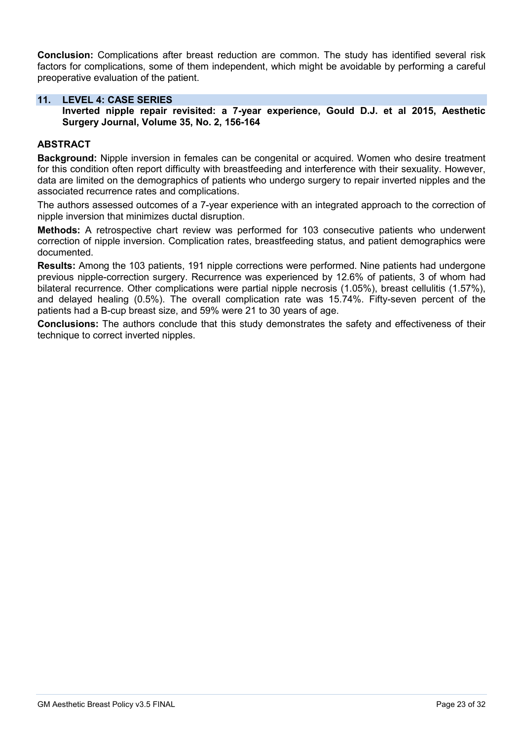**Conclusion:** Complications after breast reduction are common. The study has identified several risk factors for complications, some of them independent, which might be avoidable by performing a careful preoperative evaluation of the patient.

## 11. LEVEL 4: CASE SERIES

**Inverted nipple repair revisited: a 7-year experience, Gould D.J. et al 2015, Aesthetic Surgery Journal, Volume 35, No. 2, 156-164**

### ABSTRACT

**Background:** Nipple inversion in females can be congenital or acquired. Women who desire treatment for this condition often report difficulty with breastfeeding and interference with their sexuality. However, data are limited on the demographics of patients who undergo surgery to repair inverted nipples and the associated recurrence rates and complications.

The authors assessed outcomes of a 7-year experience with an integrated approach to the correction of nipple inversion that minimizes ductal disruption.

**Methods:** A retrospective chart review was performed for 103 consecutive patients who underwent correction of nipple inversion. Complication rates, breastfeeding status, and patient demographics were documented.

**Results:** Among the 103 patients, 191 nipple corrections were performed. Nine patients had undergone previous nipple-correction surgery. Recurrence was experienced by 12.6% of patients, 3 of whom had bilateral recurrence. Other complications were partial nipple necrosis (1.05%), breast cellulitis (1.57%), and delayed healing (0.5%). The overall complication rate was 15.74%. Fifty-seven percent of the patients had a B-cup breast size, and 59% were 21 to 30 years of age.

**Conclusions:** The authors conclude that this study demonstrates the safety and effectiveness of their technique to correct inverted nipples.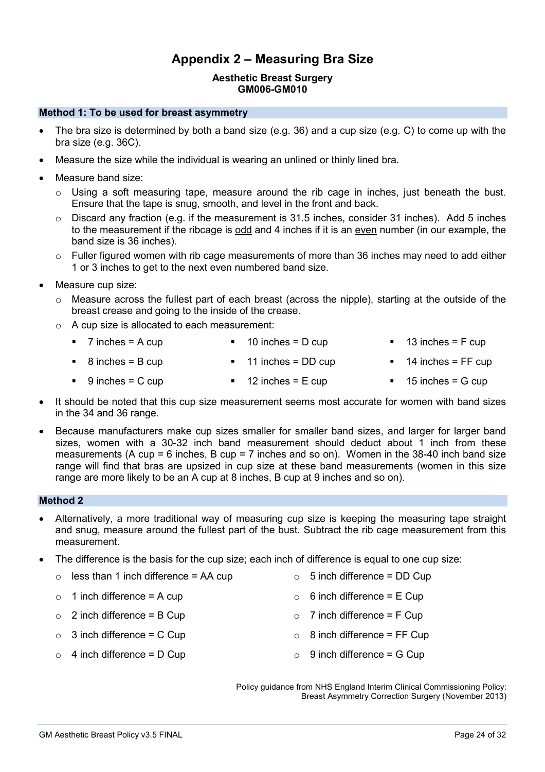# Appendix 2 – Measuring Bra Size

**Aesthetic Breast Surgery**
**GM006-GM010**

### Method 1: To be used for breast asymmetry

- The bra size is determined by both a band size (e.g. 36) and a cup size (e.g. C) to come up with the bra size (e.g. 36C).
- Measure the size while the individual is wearing an unlined or thinly lined bra.
- Measure band size:
  - Using a soft measuring tape, measure around the rib cage in inches, just beneath the bust. Ensure that the tape is snug, smooth, and level in the front and back.
  - Discard any fraction (e.g. if the measurement is 31.5 inches, consider 31 inches). Add 5 inches to the measurement if the ribcage is odd and 4 inches if it is an even number (in our example, the band size is 36 inches).
  - Fuller figured women with rib cage measurements of more than 36 inches may need to add either 1 or 3 inches to get to the next even numbered band size.
- Measure cup size:
  - Measure across the fullest part of each breast (across the nipple), starting at the outside of the breast crease and going to the inside of the crease.
  - A cup size is allocated to each measurement:
    - 7 inches = A cup
    - 8 inches = B cup
    - 9 inches = C cup
    - 10 inches = D cup
    - 11 inches = DD cup
    - 12 inches = E cup
    - 13 inches = F cup
    - 14 inches = FF cup
    - 15 inches = G cup
- It should be noted that this cup size measurement seems most accurate for women with band sizes in the 34 and 36 range.
- Because manufacturers make cup sizes smaller for smaller band sizes, and larger for larger band sizes, women with a 30-32 inch band measurement should deduct about 1 inch from these measurements (A cup = 6 inches, B cup = 7 inches and so on). Women in the 38-40 inch band size range will find that bras are upsized in cup size at these band measurements (women in this size range are more likely to be an A cup at 8 inches, B cup at 9 inches and so on).

### Method 2

- Alternatively, a more traditional way of measuring cup size is keeping the measuring tape straight and snug, measure around the fullest part of the bust. Subtract the rib cage measurement from this measurement.
- The difference is the basis for the cup size; each inch of difference is equal to one cup size:
  - less than 1 inch difference = AA cup
  - 1 inch difference = A cup
  - 2 inch difference = B Cup
  - 3 inch difference = C Cup
  - 4 inch difference = D Cup
  - 5 inch difference = DD Cup
  - 6 inch difference = E Cup
  - 7 inch difference = F Cup
  - 8 inch difference = FF Cup
  - 9 inch difference = G Cup

Policy guidance from NHS England Interim Clinical Commissioning Policy: Breast Asymmetry Correction Surgery (November 2013)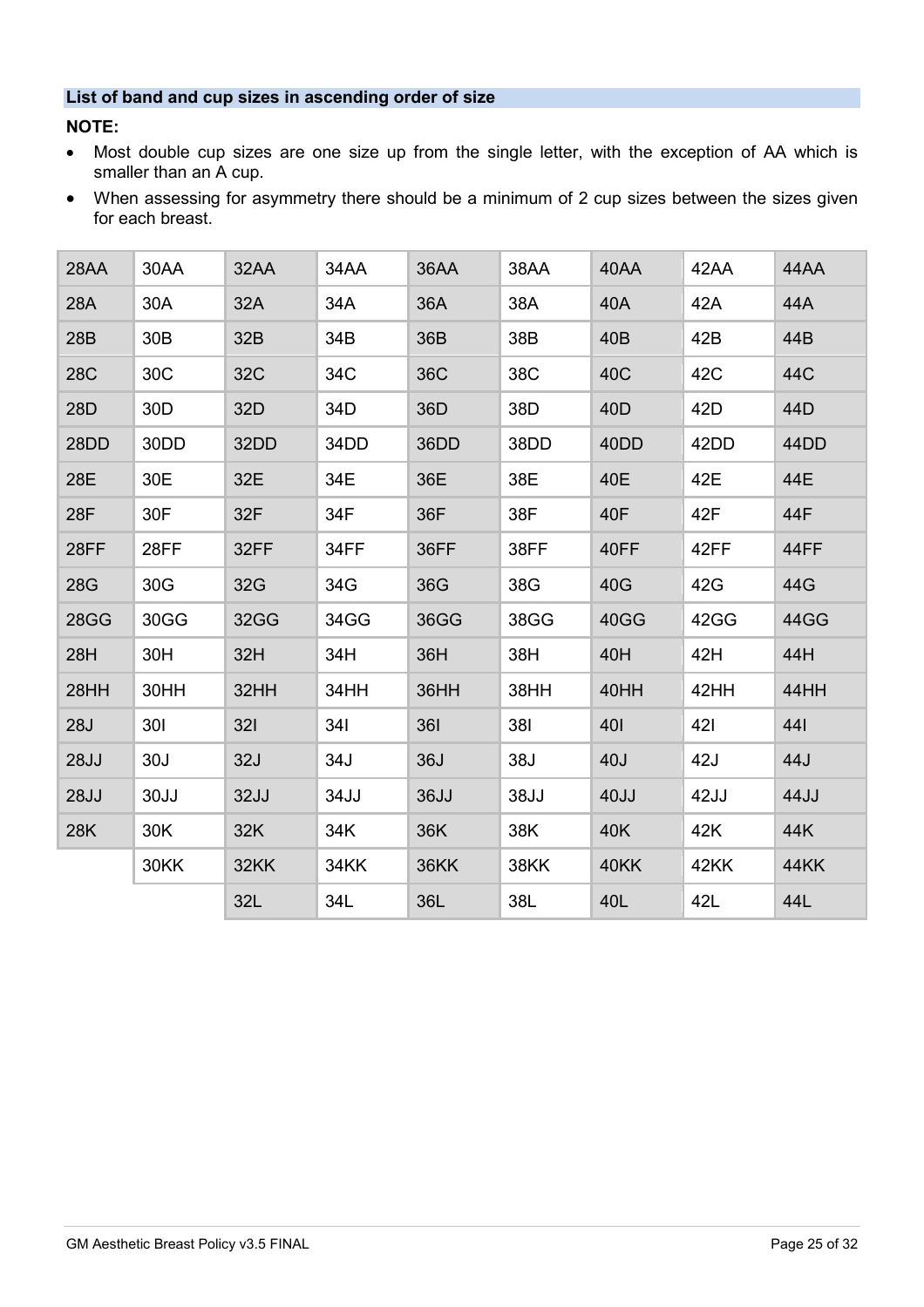### List of band and cup sizes in ascending order of size

**NOTE:**

- Most double cup sizes are one size up from the single letter, with the exception of AA which is smaller than an A cup.
- When assessing for asymmetry there should be a minimum of 2 cup sizes between the sizes given for each breast.

| 28AA | 30AA | 32AA | 34AA | 36AA | 38AA | 40AA | 42AA | 44AA |
|---|---|---|---|---|---|---|---|---|
| 28A | 30A | 32A | 34A | 36A | 38A | 40A | 42A | 44A |
| 28B | 30B | 32B | 34B | 36B | 38B | 40B | 42B | 44B |
| 28C | 30C | 32C | 34C | 36C | 38C | 40C | 42C | 44C |
| 28D | 30D | 32D | 34D | 36D | 38D | 40D | 42D | 44D |
| 28DD | 30DD | 32DD | 34DD | 36DD | 38DD | 40DD | 42DD | 44DD |
| 28E | 30E | 32E | 34E | 36E | 38E | 40E | 42E | 44E |
| 28F | 30F | 32F | 34F | 36F | 38F | 40F | 42F | 44F |
| 28FF | 28FF | 32FF | 34FF | 36FF | 38FF | 40FF | 42FF | 44FF |
| 28G | 30G | 32G | 34G | 36G | 38G | 40G | 42G | 44G |
| 28GG | 30GG | 32GG | 34GG | 36GG | 38GG | 40GG | 42GG | 44GG |
| 28H | 30H | 32H | 34H | 36H | 38H | 40H | 42H | 44H |
| 28HH | 30HH | 32HH | 34HH | 36HH | 38HH | 40HH | 42HH | 44HH |
| 28J | 30I | 32I | 34I | 36I | 38I | 40I | 42I | 44I |
| 28JJ | 30J | 32J | 34J | 36J | 38J | 40J | 42J | 44J |
| 28JJ | 30JJ | 32JJ | 34JJ | 36JJ | 38JJ | 40JJ | 42JJ | 44JJ |
| 28K | 30K | 32K | 34K | 36K | 38K | 40K | 42K | 44K |
| | 30KK | 32KK | 34KK | 36KK | 38KK | 40KK | 42KK | 44KK |
| | | 32L | 34L | 36L | 38L | 40L | 42L | 44L |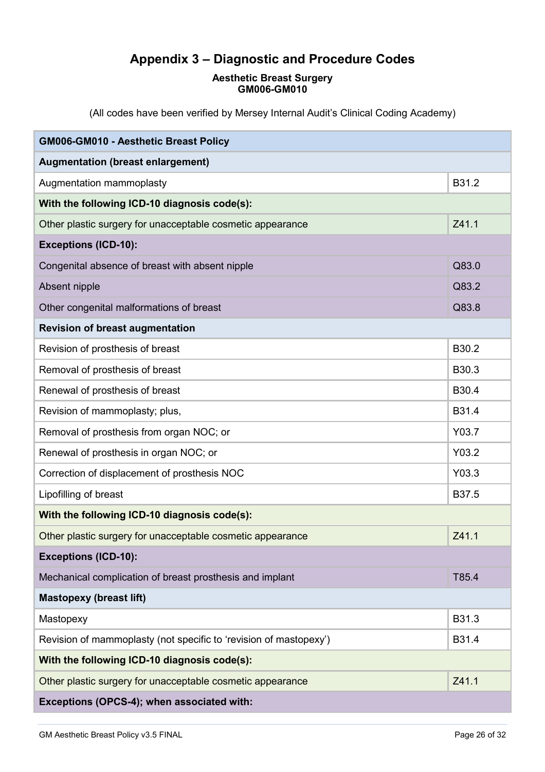# Appendix 3 – Diagnostic and Procedure Codes

**Aesthetic Breast Surgery**
**GM006-GM010**

(All codes have been verified by Mersey Internal Audit's Clinical Coding Academy)

| **GM006-GM010 - Aesthetic Breast Policy** | |
|---|---|
| **Augmentation (breast enlargement)** | |
| Augmentation mammoplasty | B31.2 |
| **With the following ICD-10 diagnosis code(s):** | |
| Other plastic surgery for unacceptable cosmetic appearance | Z41.1 |
| **Exceptions (ICD-10):** | |
| Congenital absence of breast with absent nipple | Q83.0 |
| Absent nipple | Q83.2 |
| Other congenital malformations of breast | Q83.8 |
| **Revision of breast augmentation** | |
| Revision of prosthesis of breast | B30.2 |
| Removal of prosthesis of breast | B30.3 |
| Renewal of prosthesis of breast | B30.4 |
| Revision of mammoplasty; plus, | B31.4 |
| Removal of prosthesis from organ NOC; or | Y03.7 |
| Renewal of prosthesis in organ NOC; or | Y03.2 |
| Correction of displacement of prosthesis NOC | Y03.3 |
| Lipofilling of breast | B37.5 |
| **With the following ICD-10 diagnosis code(s):** | |
| Other plastic surgery for unacceptable cosmetic appearance | Z41.1 |
| **Exceptions (ICD-10):** | |
| Mechanical complication of breast prosthesis and implant | T85.4 |
| **Mastopexy (breast lift)** | |
| Mastopexy | B31.3 |
| Revision of mammoplasty (not specific to 'revision of mastopexy') | B31.4 |
| **With the following ICD-10 diagnosis code(s):** | |
| Other plastic surgery for unacceptable cosmetic appearance | Z41.1 |
| **Exceptions (OPCS-4); when associated with:** | |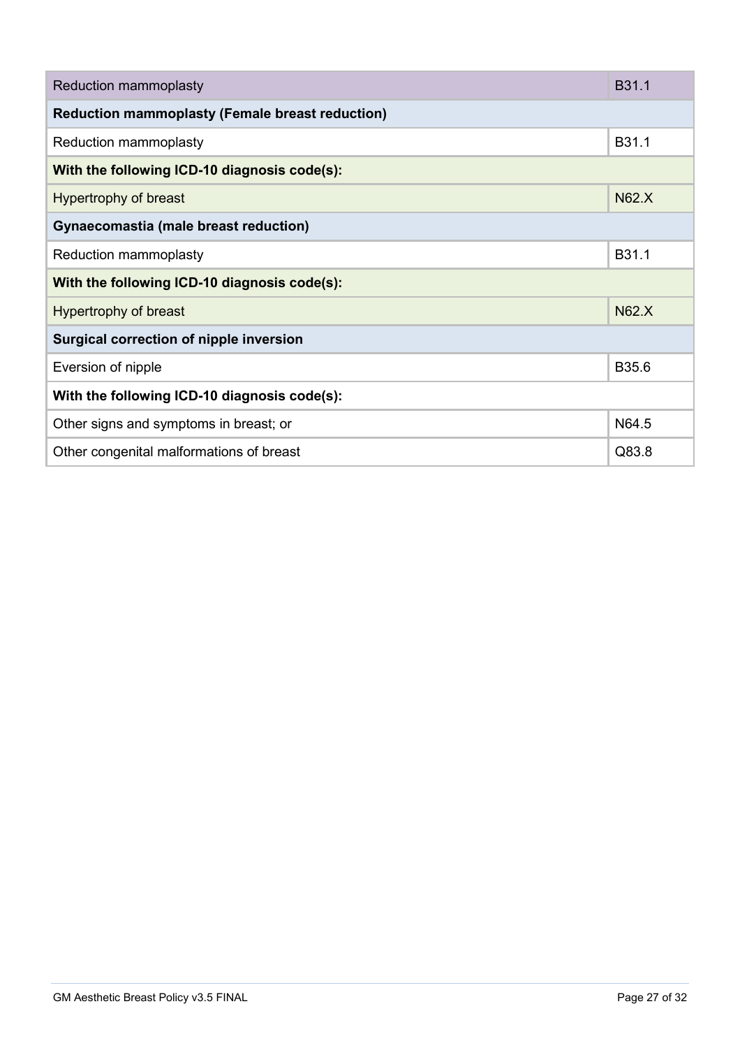| Reduction mammoplasty | B31.1 |
| --- | --- |
| **Reduction mammoplasty (Female breast reduction)** | |
| Reduction mammoplasty | B31.1 |
| **With the following ICD-10 diagnosis code(s):** | |
| Hypertrophy of breast | N62.X |
| **Gynaecomastia (male breast reduction)** | |
| Reduction mammoplasty | B31.1 |
| **With the following ICD-10 diagnosis code(s):** | |
| Hypertrophy of breast | N62.X |
| **Surgical correction of nipple inversion** | |
| Eversion of nipple | B35.6 |
| **With the following ICD-10 diagnosis code(s):** | |
| Other signs and symptoms in breast; or | N64.5 |
| Other congenital malformations of breast | Q83.8 |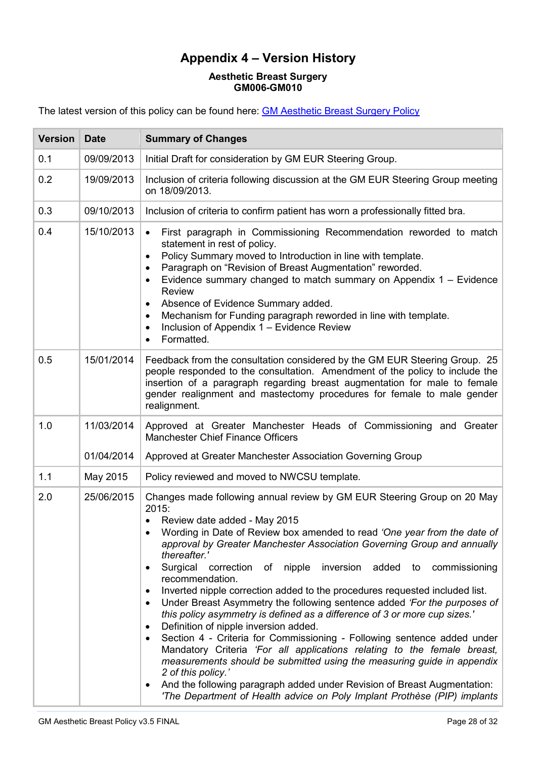# Appendix 4 – Version History

**Aesthetic Breast Surgery**
**GM006-GM010**

The latest version of this policy can be found here: [GM Aesthetic Breast Surgery Policy]()

| Version | Date | Summary of Changes |
|---|---|---|
| 0.1 | 09/09/2013 | Initial Draft for consideration by GM EUR Steering Group. |
| 0.2 | 19/09/2013 | Inclusion of criteria following discussion at the GM EUR Steering Group meeting on 18/09/2013. |
| 0.3 | 09/10/2013 | Inclusion of criteria to confirm patient has worn a professionally fitted bra. |
| 0.4 | 15/10/2013 | • First paragraph in Commissioning Recommendation reworded to match statement in rest of policy.<br>• Policy Summary moved to Introduction in line with template.<br>• Paragraph on "Revision of Breast Augmentation" reworded.<br>• Evidence summary changed to match summary on Appendix 1 – Evidence Review<br>• Absence of Evidence Summary added.<br>• Mechanism for Funding paragraph reworded in line with template.<br>• Inclusion of Appendix 1 – Evidence Review<br>• Formatted. |
| 0.5 | 15/01/2014 | Feedback from the consultation considered by the GM EUR Steering Group. 25 people responded to the consultation. Amendment of the policy to include the insertion of a paragraph regarding breast augmentation for male to female gender realignment and mastectomy procedures for female to male gender realignment. |
| 1.0 | 11/03/2014 | Approved at Greater Manchester Heads of Commissioning and Greater Manchester Chief Finance Officers |
| | 01/04/2014 | Approved at Greater Manchester Association Governing Group |
| 1.1 | May 2015 | Policy reviewed and moved to NWCSU template. |
| 2.0 | 25/06/2015 | Changes made following annual review by GM EUR Steering Group on 20 May 2015:<br>• Review date added - May 2015<br>• Wording in Date of Review box amended to read *'One year from the date of approval by Greater Manchester Association Governing Group and annually thereafter.'*<br>• Surgical correction of nipple inversion added to commissioning recommendation.<br>• Inverted nipple correction added to the procedures requested included list.<br>• Under Breast Asymmetry the following sentence added *'For the purposes of this policy asymmetry is defined as a difference of 3 or more cup sizes.'*<br>• Definition of nipple inversion added.<br>• Section 4 - Criteria for Commissioning - Following sentence added under Mandatory Criteria *'For all applications relating to the female breast, measurements should be submitted using the measuring guide in appendix 2 of this policy.'*<br>• And the following paragraph added under Revision of Breast Augmentation: *'The Department of Health advice on Poly Implant Prothèse (PIP) implants* |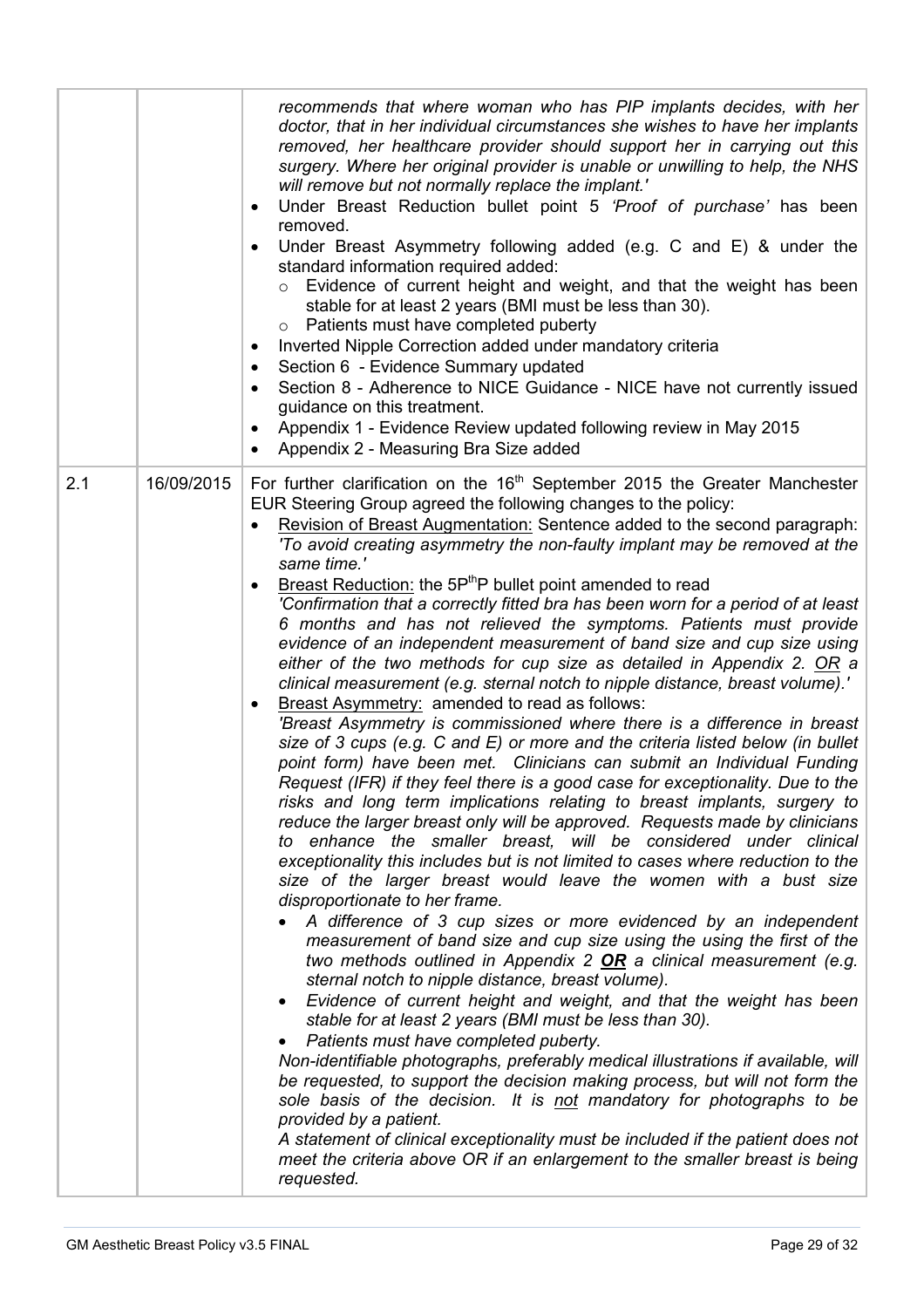| | | |
|---|---|---|
| | | *recommends that where woman who has PIP implants decides, with her doctor, that in her individual circumstances she wishes to have her implants removed, her healthcare provider should support her in carrying out this surgery. Where her original provider is unable or unwilling to help, the NHS will remove but not normally replace the implant.'*<br>• Under Breast Reduction bullet point 5 *'Proof of purchase'* has been removed.<br>• Under Breast Asymmetry following added (e.g. C and E) & under the standard information required added:<br>&nbsp;&nbsp;○ Evidence of current height and weight, and that the weight has been stable for at least 2 years (BMI must be less than 30).<br>&nbsp;&nbsp;○ Patients must have completed puberty<br>• Inverted Nipple Correction added under mandatory criteria<br>• Section 6 - Evidence Summary updated<br>• Section 8 - Adherence to NICE Guidance - NICE have not currently issued guidance on this treatment.<br>• Appendix 1 - Evidence Review updated following review in May 2015<br>• Appendix 2 - Measuring Bra Size added |
| 2.1 | 16/09/2015 | For further clarification on the 16th September 2015 the Greater Manchester EUR Steering Group agreed the following changes to the policy:<br>• Revision of Breast Augmentation: Sentence added to the second paragraph: *'To avoid creating asymmetry the non-faulty implant may be removed at the same time.'*<br>• Breast Reduction: the 5P<sup>th</sup>P bullet point amended to read *'Confirmation that a correctly fitted bra has been worn for a period of at least 6 months and has not relieved the symptoms. Patients must provide evidence of an independent measurement of band size and cup size using either of the two methods for cup size as detailed in Appendix 2. OR a clinical measurement (e.g. sternal notch to nipple distance, breast volume).'*<br>• Breast Asymmetry: amended to read as follows: *'Breast Asymmetry is commissioned where there is a difference in breast size of 3 cups (e.g. C and E) or more and the criteria listed below (in bullet point form) have been met. Clinicians can submit an Individual Funding Request (IFR) if they feel there is a good case for exceptionality. Due to the risks and long term implications relating to breast implants, surgery to reduce the larger breast only will be approved. Requests made by clinicians to enhance the smaller breast, will be considered under clinical exceptionality this includes but is not limited to cases where reduction to the size of the larger breast would leave the women with a bust size disproportionate to her frame.*<br>&nbsp;&nbsp;• *A difference of 3 cup sizes or more evidenced by an independent measurement of band size and cup size using the using the first of the two methods outlined in Appendix 2* ***OR*** *a clinical measurement (e.g. sternal notch to nipple distance, breast volume).*<br>&nbsp;&nbsp;• *Evidence of current height and weight, and that the weight has been stable for at least 2 years (BMI must be less than 30).*<br>&nbsp;&nbsp;• *Patients must have completed puberty.*<br>*Non-identifiable photographs, preferably medical illustrations if available, will be requested, to support the decision making process, but will not form the sole basis of the decision. It is not mandatory for photographs to be provided by a patient.*<br>*A statement of clinical exceptionality must be included if the patient does not meet the criteria above OR if an enlargement to the smaller breast is being requested.* |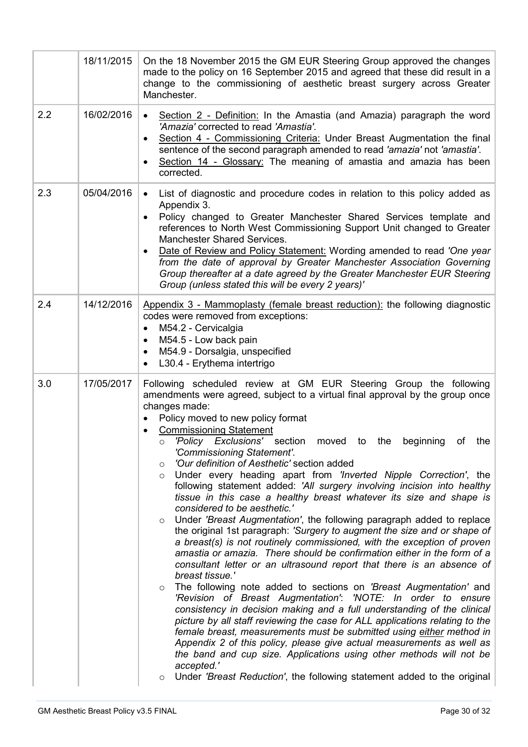|  | 18/11/2015 | On the 18 November 2015 the GM EUR Steering Group approved the changes made to the policy on 16 September 2015 and agreed that these did result in a change to the commissioning of aesthetic breast surgery across Greater Manchester. |
|---|---|---|
| 2.2 | 16/02/2016 | • Section 2 - Definition: In the Amastia (and Amazia) paragraph the word *'Amazia'* corrected to read *'Amastia'*.<br>• Section 4 - Commissioning Criteria: Under Breast Augmentation the final sentence of the second paragraph amended to read *'amazia'* not *'amastia'*.<br>• Section 14 - Glossary: The meaning of amastia and amazia has been corrected. |
| 2.3 | 05/04/2016 | • List of diagnostic and procedure codes in relation to this policy added as Appendix 3.<br>• Policy changed to Greater Manchester Shared Services template and references to North West Commissioning Support Unit changed to Greater Manchester Shared Services.<br>• Date of Review and Policy Statement: Wording amended to read *'One year from the date of approval by Greater Manchester Association Governing Group thereafter at a date agreed by the Greater Manchester EUR Steering Group (unless stated this will be every 2 years)'* |
| 2.4 | 14/12/2016 | Appendix 3 - Mammoplasty (female breast reduction): the following diagnostic codes were removed from exceptions:<br>• M54.2 - Cervicalgia<br>• M54.5 - Low back pain<br>• M54.9 - Dorsalgia, unspecified<br>• L30.4 - Erythema intertrigo |
| 3.0 | 17/05/2017 | Following scheduled review at GM EUR Steering Group the following amendments were agreed, subject to a virtual final approval by the group once changes made:<br>• Policy moved to new policy format<br>• Commissioning Statement<br>  ○ *'Policy Exclusions'* section moved to the beginning of the *'Commissioning Statement'*.<br>  ○ *'Our definition of Aesthetic'* section added<br>  ○ Under every heading apart from *'Inverted Nipple Correction'*, the following statement added: *'All surgery involving incision into healthy tissue in this case a healthy breast whatever its size and shape is considered to be aesthetic.'*<br>  ○ Under *'Breast Augmentation'*, the following paragraph added to replace the original 1st paragraph: *'Surgery to augment the size and or shape of a breast(s) is not routinely commissioned, with the exception of proven amastia or amazia. There should be confirmation either in the form of a consultant letter or an ultrasound report that there is an absence of breast tissue.'*<br>  ○ The following note added to sections on *'Breast Augmentation'* and *'Revision of Breast Augmentation'*: *'NOTE: In order to ensure consistency in decision making and a full understanding of the clinical picture by all staff reviewing the case for ALL applications relating to the female breast, measurements must be submitted using either method in Appendix 2 of this policy, please give actual measurements as well as the band and cup size. Applications using other methods will not be accepted.'*<br>  ○ Under *'Breast Reduction'*, the following statement added to the original |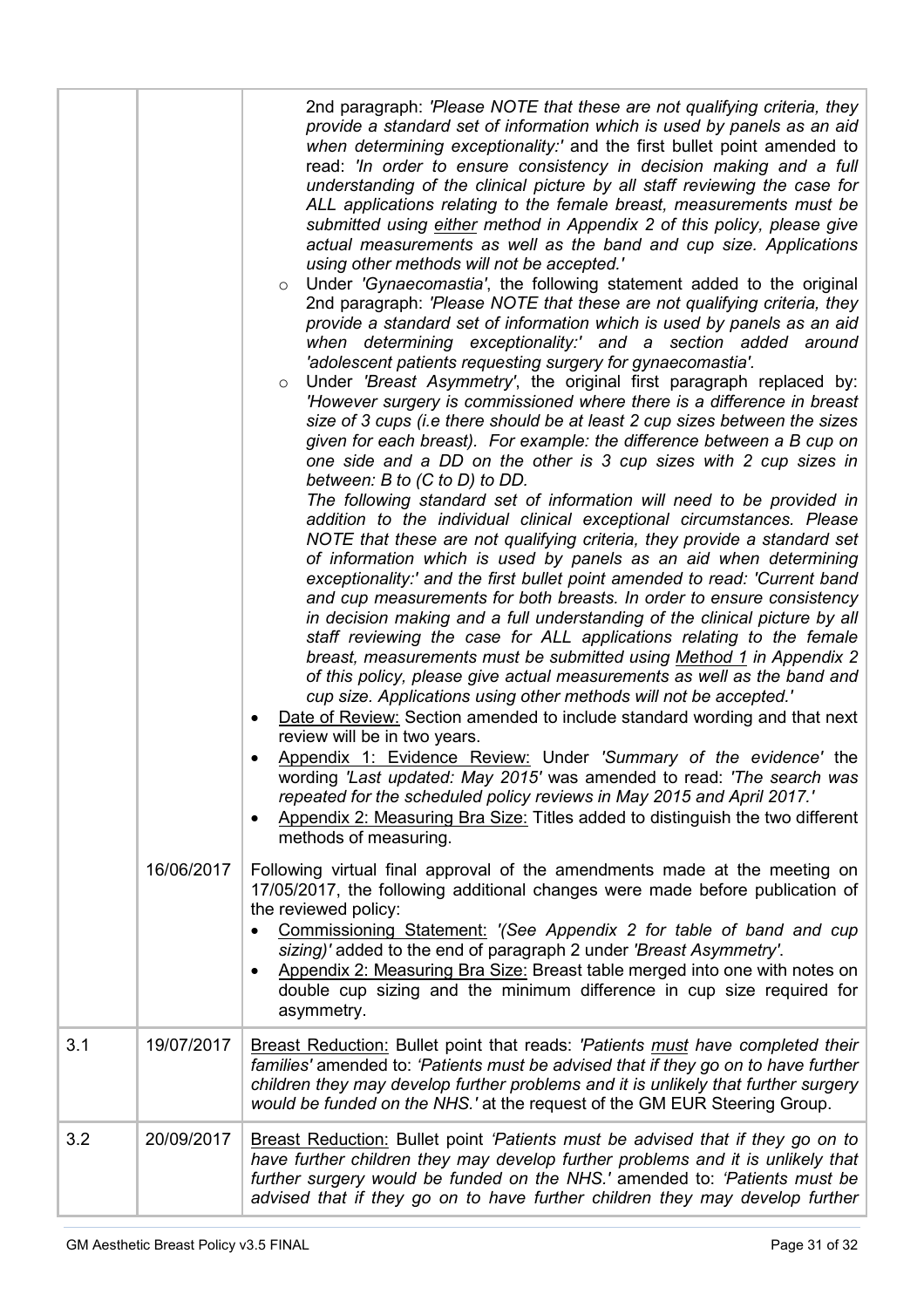| | | |
|---|---|---|
| | | 2nd paragraph: *'Please NOTE that these are not qualifying criteria, they provide a standard set of information which is used by panels as an aid when determining exceptionality:'* and the first bullet point amended to read: *'In order to ensure consistency in decision making and a full understanding of the clinical picture by all staff reviewing the case for ALL applications relating to the female breast, measurements must be submitted using <u>either</u> method in Appendix 2 of this policy, please give actual measurements as well as the band and cup size. Applications using other methods will not be accepted.'*<br>○ Under *'Gynaecomastia'*, the following statement added to the original 2nd paragraph: *'Please NOTE that these are not qualifying criteria, they provide a standard set of information which is used by panels as an aid when determining exceptionality:'* and a section added around *'adolescent patients requesting surgery for gynaecomastia'*.<br>○ Under *'Breast Asymmetry'*, the original first paragraph replaced by: *'However surgery is commissioned where there is a difference in breast size of 3 cups (i.e there should be at least 2 cup sizes between the sizes given for each breast). For example: the difference between a B cup on one side and a DD on the other is 3 cup sizes with 2 cup sizes in between: B to (C to D) to DD.*<br>*The following standard set of information will need to be provided in addition to the individual clinical exceptional circumstances. Please NOTE that these are not qualifying criteria, they provide a standard set of information which is used by panels as an aid when determining exceptionality:'* and the first bullet point amended to read: *'Current band and cup measurements for both breasts. In order to ensure consistency in decision making and a full understanding of the clinical picture by all staff reviewing the case for ALL applications relating to the female breast, measurements must be submitted using <u>Method 1</u> in Appendix 2 of this policy, please give actual measurements as well as the band and cup size. Applications using other methods will not be accepted.'*<br>• <u>Date of Review:</u> Section amended to include standard wording and that next review will be in two years.<br>• <u>Appendix 1: Evidence Review:</u> Under *'Summary of the evidence'* the wording *'Last updated: May 2015'* was amended to read: *'The search was repeated for the scheduled policy reviews in May 2015 and April 2017.'*<br>• <u>Appendix 2: Measuring Bra Size:</u> Titles added to distinguish the two different methods of measuring. |
| | 16/06/2017 | Following virtual final approval of the amendments made at the meeting on 17/05/2017, the following additional changes were made before publication of the reviewed policy:<br>• <u>Commissioning Statement:</u> *'(See Appendix 2 for table of band and cup sizing)'* added to the end of paragraph 2 under *'Breast Asymmetry'*.<br>• <u>Appendix 2: Measuring Bra Size:</u> Breast table merged into one with notes on double cup sizing and the minimum difference in cup size required for asymmetry. |
| 3.1 | 19/07/2017 | <u>Breast Reduction:</u> Bullet point that reads: *'Patients <u>must</u> have completed their families'* amended to: *'Patients must be advised that if they go on to have further children they may develop further problems and it is unlikely that further surgery would be funded on the NHS.'* at the request of the GM EUR Steering Group. |
| 3.2 | 20/09/2017 | <u>Breast Reduction:</u> Bullet point *'Patients must be advised that if they go on to have further children they may develop further problems and it is unlikely that further surgery would be funded on the NHS.'* amended to: *'Patients must be advised that if they go on to have further children they may develop further* |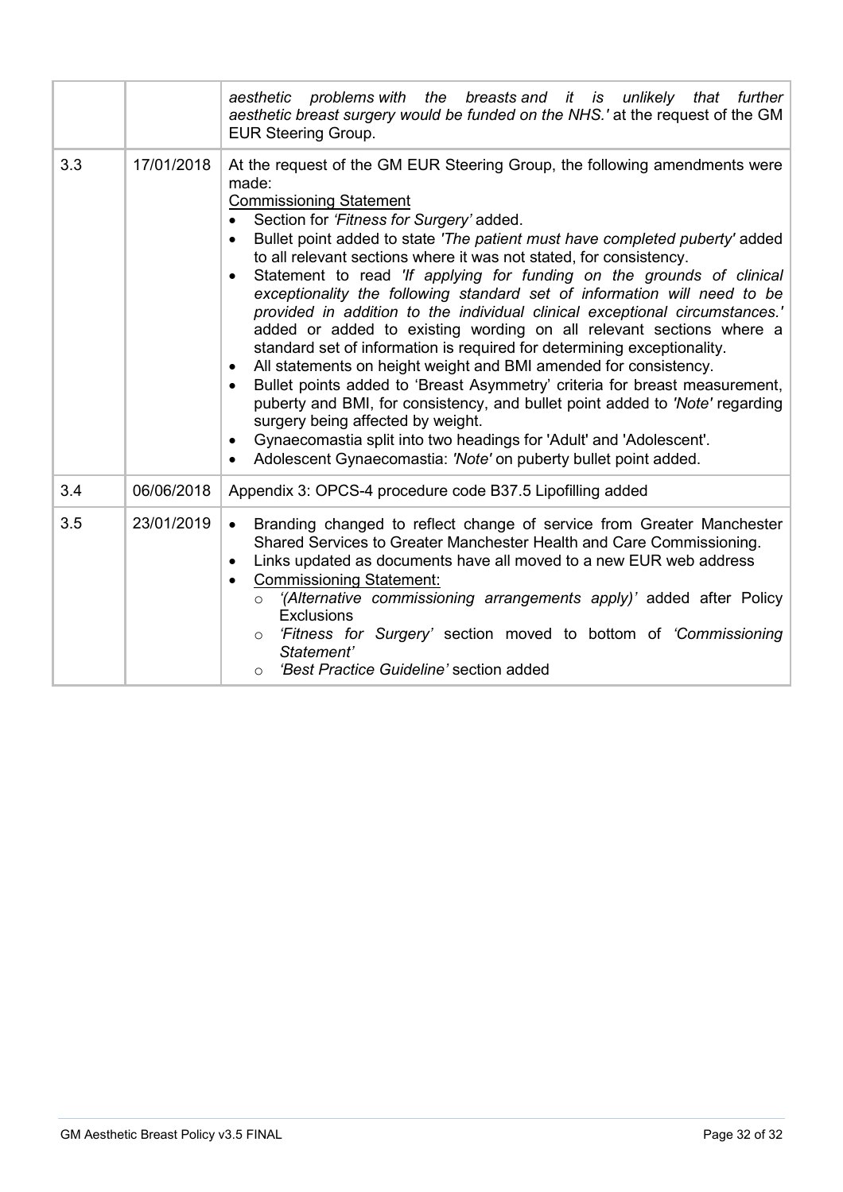| | | |
|---|---|---|
| | | *aesthetic problems with the breasts and it is unlikely that further aesthetic breast surgery would be funded on the NHS.'* at the request of the GM EUR Steering Group. |
| 3.3 | 17/01/2018 | At the request of the GM EUR Steering Group, the following amendments were made:<br>Commissioning Statement<br>• Section for *'Fitness for Surgery'* added.<br>• Bullet point added to state *'The patient must have completed puberty'* added to all relevant sections where it was not stated, for consistency.<br>• Statement to read *'If applying for funding on the grounds of clinical exceptionality the following standard set of information will need to be provided in addition to the individual clinical exceptional circumstances.'* added or added to existing wording on all relevant sections where a standard set of information is required for determining exceptionality.<br>• All statements on height weight and BMI amended for consistency.<br>• Bullet points added to 'Breast Asymmetry' criteria for breast measurement, puberty and BMI, for consistency, and bullet point added to *'Note'* regarding surgery being affected by weight.<br>• Gynaecomastia split into two headings for 'Adult' and 'Adolescent'.<br>• Adolescent Gynaecomastia: *'Note'* on puberty bullet point added. |
| 3.4 | 06/06/2018 | Appendix 3: OPCS-4 procedure code B37.5 Lipofilling added |
| 3.5 | 23/01/2019 | • Branding changed to reflect change of service from Greater Manchester Shared Services to Greater Manchester Health and Care Commissioning.<br>• Links updated as documents have all moved to a new EUR web address<br>• Commissioning Statement:<br>  ○ *'(Alternative commissioning arrangements apply)'* added after Policy Exclusions<br>  ○ *'Fitness for Surgery'* section moved to bottom of *'Commissioning Statement'*<br>  ○ *'Best Practice Guideline'* section added |